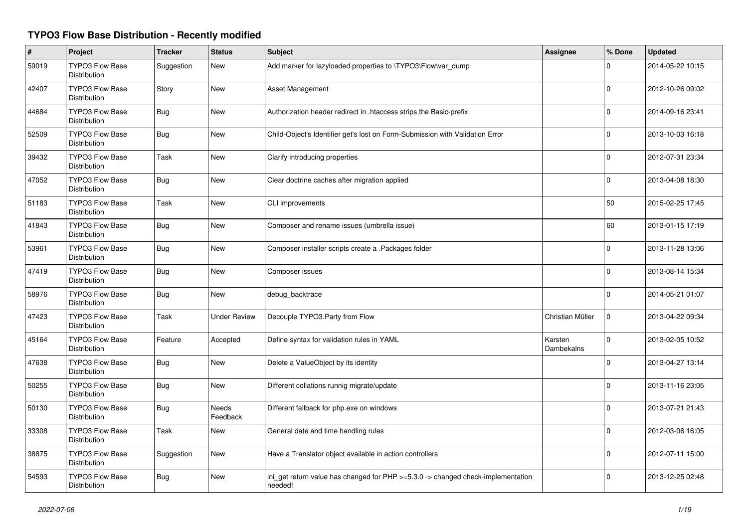# TYPO3 Flow Base Distribution - Recently modified

| # | Project | Tracker | Status | Subject | Assignee | % Done | Updated |
|---|---|---|---|---|---|---|---|
| 59019 | TYPO3 Flow Base Distribution | Suggestion | New | Add marker for lazyloaded properties to \TYPO3\Flow\var_dump | | 0 | 2014-05-22 10:15 |
| 42407 | TYPO3 Flow Base Distribution | Story | New | Asset Management | | 0 | 2012-10-26 09:02 |
| 44684 | TYPO3 Flow Base Distribution | Bug | New | Authorization header redirect in .htaccess strips the Basic-prefix | | 0 | 2014-09-16 23:41 |
| 52509 | TYPO3 Flow Base Distribution | Bug | New | Child-Object's Identifier get's lost on Form-Submission with Validation Error | | 0 | 2013-10-03 16:18 |
| 39432 | TYPO3 Flow Base Distribution | Task | New | Clarify introducing properties | | 0 | 2012-07-31 23:34 |
| 47052 | TYPO3 Flow Base Distribution | Bug | New | Clear doctrine caches after migration applied | | 0 | 2013-04-08 18:30 |
| 51183 | TYPO3 Flow Base Distribution | Task | New | CLI improvements | | 50 | 2015-02-25 17:45 |
| 41843 | TYPO3 Flow Base Distribution | Bug | New | Composer and rename issues (umbrella issue) | | 60 | 2013-01-15 17:19 |
| 53961 | TYPO3 Flow Base Distribution | Bug | New | Composer installer scripts create a .Packages folder | | 0 | 2013-11-28 13:06 |
| 47419 | TYPO3 Flow Base Distribution | Bug | New | Composer issues | | 0 | 2013-08-14 15:34 |
| 58976 | TYPO3 Flow Base Distribution | Bug | New | debug_backtrace | | 0 | 2014-05-21 01:07 |
| 47423 | TYPO3 Flow Base Distribution | Task | Under Review | Decouple TYPO3.Party from Flow | Christian Müller | 0 | 2013-04-22 09:34 |
| 45164 | TYPO3 Flow Base Distribution | Feature | Accepted | Define syntax for validation rules in YAML | Karsten Dambekalns | 0 | 2013-02-05 10:52 |
| 47638 | TYPO3 Flow Base Distribution | Bug | New | Delete a ValueObject by its identity | | 0 | 2013-04-27 13:14 |
| 50255 | TYPO3 Flow Base Distribution | Bug | New | Different collations runnig migrate/update | | 0 | 2013-11-16 23:05 |
| 50130 | TYPO3 Flow Base Distribution | Bug | Needs Feedback | Different fallback for php.exe on windows | | 0 | 2013-07-21 21:43 |
| 33308 | TYPO3 Flow Base Distribution | Task | New | General date and time handling rules | | 0 | 2012-03-06 16:05 |
| 38875 | TYPO3 Flow Base Distribution | Suggestion | New | Have a Translator object available in action controllers | | 0 | 2012-07-11 15:00 |
| 54593 | TYPO3 Flow Base Distribution | Bug | New | ini_get return value has changed for PHP >=5.3.0 -> changed check-implementation needed! | | 0 | 2013-12-25 02:48 |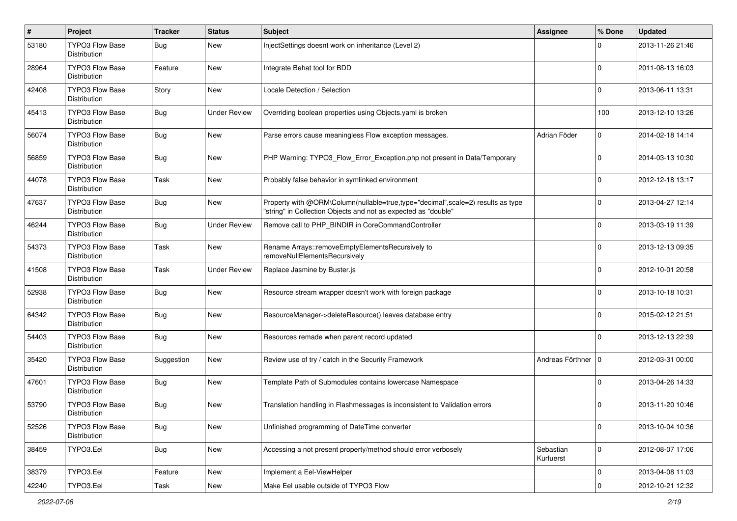| # | Project | Tracker | Status | Subject | Assignee | % Done | Updated |
|---|---|---|---|---|---|---|---|
| 53180 | TYPO3 Flow Base Distribution | Bug | New | InjectSettings doesnt work on inheritance (Level 2) | | 0 | 2013-11-26 21:46 |
| 28964 | TYPO3 Flow Base Distribution | Feature | New | Integrate Behat tool for BDD | | 0 | 2011-08-13 16:03 |
| 42408 | TYPO3 Flow Base Distribution | Story | New | Locale Detection / Selection | | 0 | 2013-06-11 13:31 |
| 45413 | TYPO3 Flow Base Distribution | Bug | Under Review | Overriding boolean properties using Objects.yaml is broken | | 100 | 2013-12-10 13:26 |
| 56074 | TYPO3 Flow Base Distribution | Bug | New | Parse errors cause meaningless Flow exception messages. | Adrian Föder | 0 | 2014-02-18 14:14 |
| 56859 | TYPO3 Flow Base Distribution | Bug | New | PHP Warning: TYPO3_Flow_Error_Exception.php not present in Data/Temporary | | 0 | 2014-03-13 10:30 |
| 44078 | TYPO3 Flow Base Distribution | Task | New | Probably false behavior in symlinked environment | | 0 | 2012-12-18 13:17 |
| 47637 | TYPO3 Flow Base Distribution | Bug | New | Property with @ORM\Column(nullable=true,type="decimal",scale=2) results as type "string" in Collection Objects and not as expected as "double" | | 0 | 2013-04-27 12:14 |
| 46244 | TYPO3 Flow Base Distribution | Bug | Under Review | Remove call to PHP_BINDIR in CoreCommandController | | 0 | 2013-03-19 11:39 |
| 54373 | TYPO3 Flow Base Distribution | Task | New | Rename Arrays::removeEmptyElementsRecursively to removeNullElementsRecursively | | 0 | 2013-12-13 09:35 |
| 41508 | TYPO3 Flow Base Distribution | Task | Under Review | Replace Jasmine by Buster.js | | 0 | 2012-10-01 20:58 |
| 52938 | TYPO3 Flow Base Distribution | Bug | New | Resource stream wrapper doesn't work with foreign package | | 0 | 2013-10-18 10:31 |
| 64342 | TYPO3 Flow Base Distribution | Bug | New | ResourceManager->deleteResource() leaves database entry | | 0 | 2015-02-12 21:51 |
| 54403 | TYPO3 Flow Base Distribution | Bug | New | Resources remade when parent record updated | | 0 | 2013-12-13 22:39 |
| 35420 | TYPO3 Flow Base Distribution | Suggestion | New | Review use of try / catch in the Security Framework | Andreas Förthner | 0 | 2012-03-31 00:00 |
| 47601 | TYPO3 Flow Base Distribution | Bug | New | Template Path of Submodules contains lowercase Namespace | | 0 | 2013-04-26 14:33 |
| 53790 | TYPO3 Flow Base Distribution | Bug | New | Translation handling in Flashmessages is inconsistent to Validation errors | | 0 | 2013-11-20 10:46 |
| 52526 | TYPO3 Flow Base Distribution | Bug | New | Unfinished programming of DateTime converter | | 0 | 2013-10-04 10:36 |
| 38459 | TYPO3.Eel | Bug | New | Accessing a not present property/method should error verbosely | Sebastian Kurfuerst | 0 | 2012-08-07 17:06 |
| 38379 | TYPO3.Eel | Feature | New | Implement a Eel-ViewHelper | | 0 | 2013-04-08 11:03 |
| 42240 | TYPO3.Eel | Task | New | Make Eel usable outside of TYPO3 Flow | | 0 | 2012-10-21 12:32 |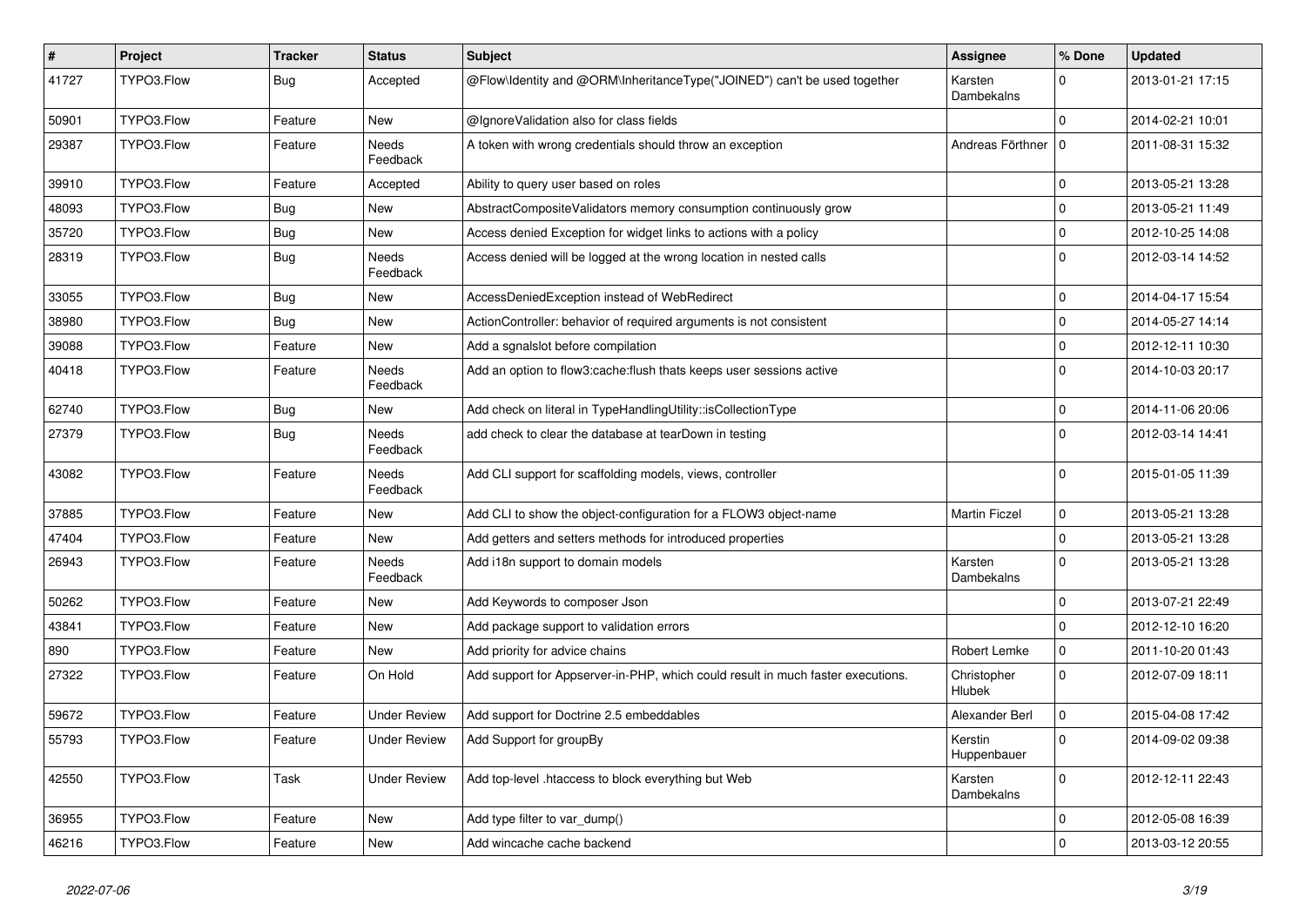| # | Project | Tracker | Status | Subject | Assignee | % Done | Updated |
|---|---|---|---|---|---|---|---|
| 41727 | TYPO3.Flow | Bug | Accepted | @Flow\Identity and @ORM\InheritanceType("JOINED") can't be used together | Karsten Dambekalns | 0 | 2013-01-21 17:15 |
| 50901 | TYPO3.Flow | Feature | New | @IgnoreValidation also for class fields | | 0 | 2014-02-21 10:01 |
| 29387 | TYPO3.Flow | Feature | Needs Feedback | A token with wrong credentials should throw an exception | Andreas Förthner | 0 | 2011-08-31 15:32 |
| 39910 | TYPO3.Flow | Feature | Accepted | Ability to query user based on roles | | 0 | 2013-05-21 13:28 |
| 48093 | TYPO3.Flow | Bug | New | AbstractCompositeValidators memory consumption continuously grow | | 0 | 2013-05-21 11:49 |
| 35720 | TYPO3.Flow | Bug | New | Access denied Exception for widget links to actions with a policy | | 0 | 2012-10-25 14:08 |
| 28319 | TYPO3.Flow | Bug | Needs Feedback | Access denied will be logged at the wrong location in nested calls | | 0 | 2012-03-14 14:52 |
| 33055 | TYPO3.Flow | Bug | New | AccessDeniedException instead of WebRedirect | | 0 | 2014-04-17 15:54 |
| 38980 | TYPO3.Flow | Bug | New | ActionController: behavior of required arguments is not consistent | | 0 | 2014-05-27 14:14 |
| 39088 | TYPO3.Flow | Feature | New | Add a sgnalslot before compilation | | 0 | 2012-12-11 10:30 |
| 40418 | TYPO3.Flow | Feature | Needs Feedback | Add an option to flow3:cache:flush thats keeps user sessions active | | 0 | 2014-10-03 20:17 |
| 62740 | TYPO3.Flow | Bug | New | Add check on literal in TypeHandlingUtility::isCollectionType | | 0 | 2014-11-06 20:06 |
| 27379 | TYPO3.Flow | Bug | Needs Feedback | add check to clear the database at tearDown in testing | | 0 | 2012-03-14 14:41 |
| 43082 | TYPO3.Flow | Feature | Needs Feedback | Add CLI support for scaffolding models, views, controller | | 0 | 2015-01-05 11:39 |
| 37885 | TYPO3.Flow | Feature | New | Add CLI to show the object-configuration for a FLOW3 object-name | Martin Ficzel | 0 | 2013-05-21 13:28 |
| 47404 | TYPO3.Flow | Feature | New | Add getters and setters methods for introduced properties | | 0 | 2013-05-21 13:28 |
| 26943 | TYPO3.Flow | Feature | Needs Feedback | Add i18n support to domain models | Karsten Dambekalns | 0 | 2013-05-21 13:28 |
| 50262 | TYPO3.Flow | Feature | New | Add Keywords to composer Json | | 0 | 2013-07-21 22:49 |
| 43841 | TYPO3.Flow | Feature | New | Add package support to validation errors | | 0 | 2012-12-10 16:20 |
| 890 | TYPO3.Flow | Feature | New | Add priority for advice chains | Robert Lemke | 0 | 2011-10-20 01:43 |
| 27322 | TYPO3.Flow | Feature | On Hold | Add support for Appserver-in-PHP, which could result in much faster executions. | Christopher Hlubek | 0 | 2012-07-09 18:11 |
| 59672 | TYPO3.Flow | Feature | Under Review | Add support for Doctrine 2.5 embeddables | Alexander Berl | 0 | 2015-04-08 17:42 |
| 55793 | TYPO3.Flow | Feature | Under Review | Add Support for groupBy | Kerstin Huppenbauer | 0 | 2014-09-02 09:38 |
| 42550 | TYPO3.Flow | Task | Under Review | Add top-level .htaccess to block everything but Web | Karsten Dambekalns | 0 | 2012-12-11 22:43 |
| 36955 | TYPO3.Flow | Feature | New | Add type filter to var_dump() | | 0 | 2012-05-08 16:39 |
| 46216 | TYPO3.Flow | Feature | New | Add wincache cache backend | | 0 | 2013-03-12 20:55 |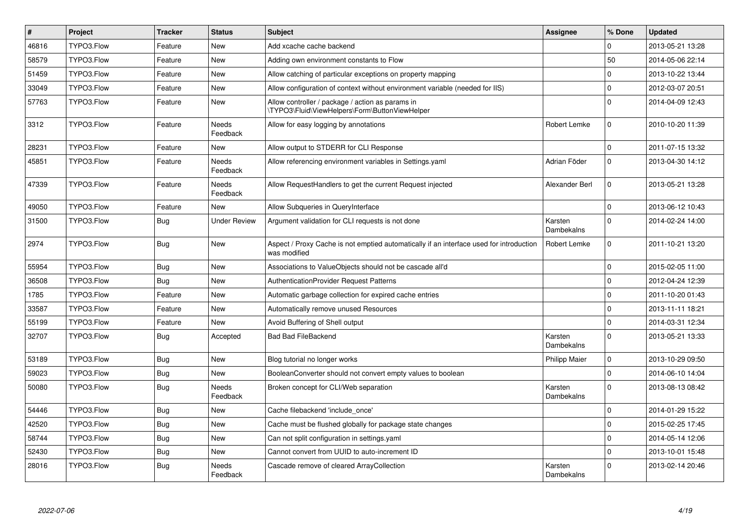| # | Project | Tracker | Status | Subject | Assignee | % Done | Updated |
|---|---|---|---|---|---|---|---|
| 46816 | TYPO3.Flow | Feature | New | Add xcache cache backend | | 0 | 2013-05-21 13:28 |
| 58579 | TYPO3.Flow | Feature | New | Adding own environment constants to Flow | | 50 | 2014-05-06 22:14 |
| 51459 | TYPO3.Flow | Feature | New | Allow catching of particular exceptions on property mapping | | 0 | 2013-10-22 13:44 |
| 33049 | TYPO3.Flow | Feature | New | Allow configuration of context without environment variable (needed for IIS) | | 0 | 2012-03-07 20:51 |
| 57763 | TYPO3.Flow | Feature | New | Allow controller / package / action as params in \TYPO3\Fluid\ViewHelpers\Form\ButtonViewHelper | | 0 | 2014-04-09 12:43 |
| 3312 | TYPO3.Flow | Feature | Needs Feedback | Allow for easy logging by annotations | Robert Lemke | 0 | 2010-10-20 11:39 |
| 28231 | TYPO3.Flow | Feature | New | Allow output to STDERR for CLI Response | | 0 | 2011-07-15 13:32 |
| 45851 | TYPO3.Flow | Feature | Needs Feedback | Allow referencing environment variables in Settings.yaml | Adrian Föder | 0 | 2013-04-30 14:12 |
| 47339 | TYPO3.Flow | Feature | Needs Feedback | Allow RequestHandlers to get the current Request injected | Alexander Berl | 0 | 2013-05-21 13:28 |
| 49050 | TYPO3.Flow | Feature | New | Allow Subqueries in QueryInterface | | 0 | 2013-06-12 10:43 |
| 31500 | TYPO3.Flow | Bug | Under Review | Argument validation for CLI requests is not done | Karsten Dambekalns | 0 | 2014-02-24 14:00 |
| 2974 | TYPO3.Flow | Bug | New | Aspect / Proxy Cache is not emptied automatically if an interface used for introduction was modified | Robert Lemke | 0 | 2011-10-21 13:20 |
| 55954 | TYPO3.Flow | Bug | New | Associations to ValueObjects should not be cascade all'd | | 0 | 2015-02-05 11:00 |
| 36508 | TYPO3.Flow | Bug | New | AuthenticationProvider Request Patterns | | 0 | 2012-04-24 12:39 |
| 1785 | TYPO3.Flow | Feature | New | Automatic garbage collection for expired cache entries | | 0 | 2011-10-20 01:43 |
| 33587 | TYPO3.Flow | Feature | New | Automatically remove unused Resources | | 0 | 2013-11-11 18:21 |
| 55199 | TYPO3.Flow | Feature | New | Avoid Buffering of Shell output | | 0 | 2014-03-31 12:34 |
| 32707 | TYPO3.Flow | Bug | Accepted | Bad Bad FileBackend | Karsten Dambekalns | 0 | 2013-05-21 13:33 |
| 53189 | TYPO3.Flow | Bug | New | Blog tutorial no longer works | Philipp Maier | 0 | 2013-10-29 09:50 |
| 59023 | TYPO3.Flow | Bug | New | BooleanConverter should not convert empty values to boolean | | 0 | 2014-06-10 14:04 |
| 50080 | TYPO3.Flow | Bug | Needs Feedback | Broken concept for CLI/Web separation | Karsten Dambekalns | 0 | 2013-08-13 08:42 |
| 54446 | TYPO3.Flow | Bug | New | Cache filebackend 'include_once' | | 0 | 2014-01-29 15:22 |
| 42520 | TYPO3.Flow | Bug | New | Cache must be flushed globally for package state changes | | 0 | 2015-02-25 17:45 |
| 58744 | TYPO3.Flow | Bug | New | Can not split configuration in settings.yaml | | 0 | 2014-05-14 12:06 |
| 52430 | TYPO3.Flow | Bug | New | Cannot convert from UUID to auto-increment ID | | 0 | 2013-10-01 15:48 |
| 28016 | TYPO3.Flow | Bug | Needs Feedback | Cascade remove of cleared ArrayCollection | Karsten Dambekalns | 0 | 2013-02-14 20:46 |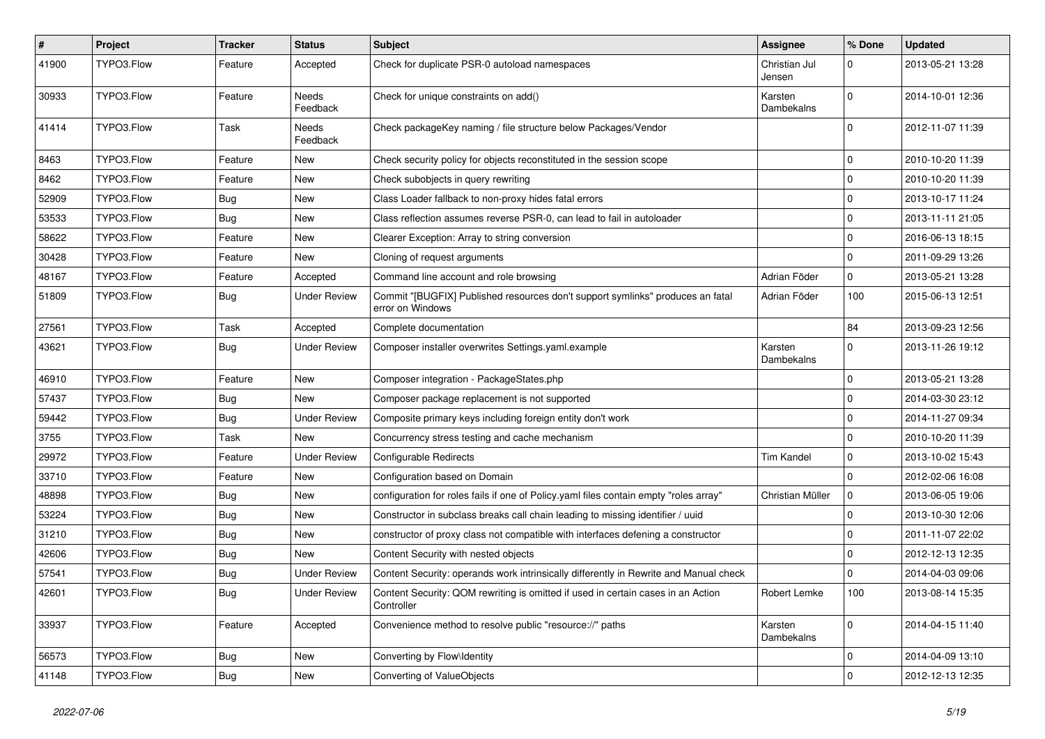| # | Project | Tracker | Status | Subject | Assignee | % Done | Updated |
|---|---|---|---|---|---|---|---|
| 41900 | TYPO3.Flow | Feature | Accepted | Check for duplicate PSR-0 autoload namespaces | Christian Jul Jensen | 0 | 2013-05-21 13:28 |
| 30933 | TYPO3.Flow | Feature | Needs Feedback | Check for unique constraints on add() | Karsten Dambekalns | 0 | 2014-10-01 12:36 |
| 41414 | TYPO3.Flow | Task | Needs Feedback | Check packageKey naming / file structure below Packages/Vendor | | 0 | 2012-11-07 11:39 |
| 8463 | TYPO3.Flow | Feature | New | Check security policy for objects reconstituted in the session scope | | 0 | 2010-10-20 11:39 |
| 8462 | TYPO3.Flow | Feature | New | Check subobjects in query rewriting | | 0 | 2010-10-20 11:39 |
| 52909 | TYPO3.Flow | Bug | New | Class Loader fallback to non-proxy hides fatal errors | | 0 | 2013-10-17 11:24 |
| 53533 | TYPO3.Flow | Bug | New | Class reflection assumes reverse PSR-0, can lead to fail in autoloader | | 0 | 2013-11-11 21:05 |
| 58622 | TYPO3.Flow | Feature | New | Clearer Exception: Array to string conversion | | 0 | 2016-06-13 18:15 |
| 30428 | TYPO3.Flow | Feature | New | Cloning of request arguments | | 0 | 2011-09-29 13:26 |
| 48167 | TYPO3.Flow | Feature | Accepted | Command line account and role browsing | Adrian Föder | 0 | 2013-05-21 13:28 |
| 51809 | TYPO3.Flow | Bug | Under Review | Commit "[BUGFIX] Published resources don't support symlinks" produces an fatal error on Windows | Adrian Föder | 100 | 2015-06-13 12:51 |
| 27561 | TYPO3.Flow | Task | Accepted | Complete documentation | | 84 | 2013-09-23 12:56 |
| 43621 | TYPO3.Flow | Bug | Under Review | Composer installer overwrites Settings.yaml.example | Karsten Dambekalns | 0 | 2013-11-26 19:12 |
| 46910 | TYPO3.Flow | Feature | New | Composer integration - PackageStates.php | | 0 | 2013-05-21 13:28 |
| 57437 | TYPO3.Flow | Bug | New | Composer package replacement is not supported | | 0 | 2014-03-30 23:12 |
| 59442 | TYPO3.Flow | Bug | Under Review | Composite primary keys including foreign entity don't work | | 0 | 2014-11-27 09:34 |
| 3755 | TYPO3.Flow | Task | New | Concurrency stress testing and cache mechanism | | 0 | 2010-10-20 11:39 |
| 29972 | TYPO3.Flow | Feature | Under Review | Configurable Redirects | Tim Kandel | 0 | 2013-10-02 15:43 |
| 33710 | TYPO3.Flow | Feature | New | Configuration based on Domain | | 0 | 2012-02-06 16:08 |
| 48898 | TYPO3.Flow | Bug | New | configuration for roles fails if one of Policy.yaml files contain empty "roles array" | Christian Müller | 0 | 2013-06-05 19:06 |
| 53224 | TYPO3.Flow | Bug | New | Constructor in subclass breaks call chain leading to missing identifier / uuid | | 0 | 2013-10-30 12:06 |
| 31210 | TYPO3.Flow | Bug | New | constructor of proxy class not compatible with interfaces defening a constructor | | 0 | 2011-11-07 22:02 |
| 42606 | TYPO3.Flow | Bug | New | Content Security with nested objects | | 0 | 2012-12-13 12:35 |
| 57541 | TYPO3.Flow | Bug | Under Review | Content Security: operands work intrinsically differently in Rewrite and Manual check | | 0 | 2014-04-03 09:06 |
| 42601 | TYPO3.Flow | Bug | Under Review | Content Security: QOM rewriting is omitted if used in certain cases in an Action Controller | Robert Lemke | 100 | 2013-08-14 15:35 |
| 33937 | TYPO3.Flow | Feature | Accepted | Convenience method to resolve public "resource://" paths | Karsten Dambekalns | 0 | 2014-04-15 11:40 |
| 56573 | TYPO3.Flow | Bug | New | Converting by Flow\Identity | | 0 | 2014-04-09 13:10 |
| 41148 | TYPO3.Flow | Bug | New | Converting of ValueObjects | | 0 | 2012-12-13 12:35 |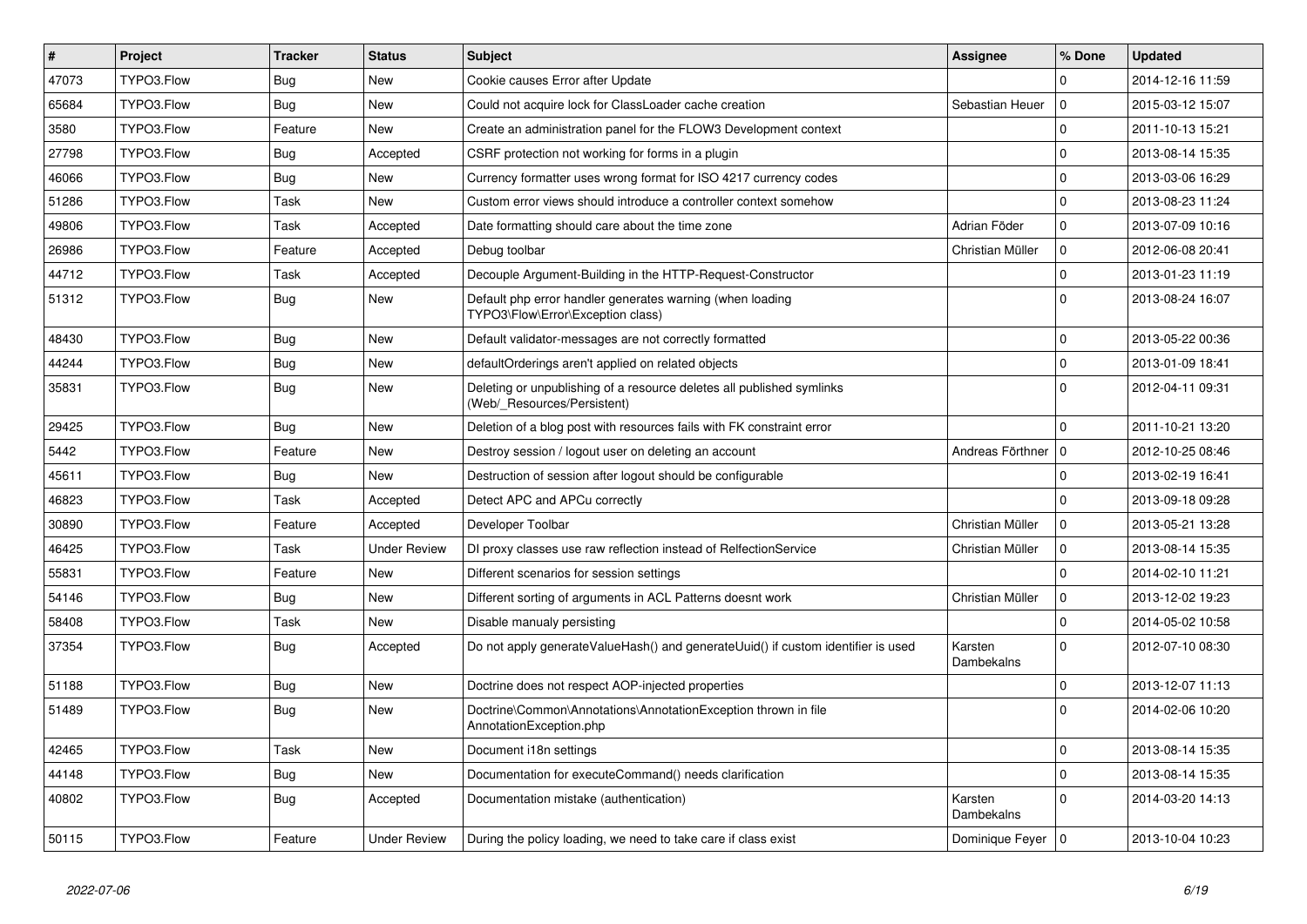| # | Project | Tracker | Status | Subject | Assignee | % Done | Updated |
|---|---|---|---|---|---|---|---|
| 47073 | TYPO3.Flow | Bug | New | Cookie causes Error after Update | | 0 | 2014-12-16 11:59 |
| 65684 | TYPO3.Flow | Bug | New | Could not acquire lock for ClassLoader cache creation | Sebastian Heuer | 0 | 2015-03-12 15:07 |
| 3580 | TYPO3.Flow | Feature | New | Create an administration panel for the FLOW3 Development context | | 0 | 2011-10-13 15:21 |
| 27798 | TYPO3.Flow | Bug | Accepted | CSRF protection not working for forms in a plugin | | 0 | 2013-08-14 15:35 |
| 46066 | TYPO3.Flow | Bug | New | Currency formatter uses wrong format for ISO 4217 currency codes | | 0 | 2013-03-06 16:29 |
| 51286 | TYPO3.Flow | Task | New | Custom error views should introduce a controller context somehow | | 0 | 2013-08-23 11:24 |
| 49806 | TYPO3.Flow | Task | Accepted | Date formatting should care about the time zone | Adrian Föder | 0 | 2013-07-09 10:16 |
| 26986 | TYPO3.Flow | Feature | Accepted | Debug toolbar | Christian Müller | 0 | 2012-06-08 20:41 |
| 44712 | TYPO3.Flow | Task | Accepted | Decouple Argument-Building in the HTTP-Request-Constructor | | 0 | 2013-01-23 11:19 |
| 51312 | TYPO3.Flow | Bug | New | Default php error handler generates warning (when loading TYPO3\Flow\Error\Exception class) | | 0 | 2013-08-24 16:07 |
| 48430 | TYPO3.Flow | Bug | New | Default validator-messages are not correctly formatted | | 0 | 2013-05-22 00:36 |
| 44244 | TYPO3.Flow | Bug | New | defaultOrderings aren't applied on related objects | | 0 | 2013-01-09 18:41 |
| 35831 | TYPO3.Flow | Bug | New | Deleting or unpublishing of a resource deletes all published symlinks (Web/_Resources/Persistent) | | 0 | 2012-04-11 09:31 |
| 29425 | TYPO3.Flow | Bug | New | Deletion of a blog post with resources fails with FK constraint error | | 0 | 2011-10-21 13:20 |
| 5442 | TYPO3.Flow | Feature | New | Destroy session / logout user on deleting an account | Andreas Förthner | 0 | 2012-10-25 08:46 |
| 45611 | TYPO3.Flow | Bug | New | Destruction of session after logout should be configurable | | 0 | 2013-02-19 16:41 |
| 46823 | TYPO3.Flow | Task | Accepted | Detect APC and APCu correctly | | 0 | 2013-09-18 09:28 |
| 30890 | TYPO3.Flow | Feature | Accepted | Developer Toolbar | Christian Müller | 0 | 2013-05-21 13:28 |
| 46425 | TYPO3.Flow | Task | Under Review | DI proxy classes use raw reflection instead of RelfectionService | Christian Müller | 0 | 2013-08-14 15:35 |
| 55831 | TYPO3.Flow | Feature | New | Different scenarios for session settings | | 0 | 2014-02-10 11:21 |
| 54146 | TYPO3.Flow | Bug | New | Different sorting of arguments in ACL Patterns doesnt work | Christian Müller | 0 | 2013-12-02 19:23 |
| 58408 | TYPO3.Flow | Task | New | Disable manualy persisting | | 0 | 2014-05-02 10:58 |
| 37354 | TYPO3.Flow | Bug | Accepted | Do not apply generateValueHash() and generateUuid() if custom identifier is used | Karsten Dambekalns | 0 | 2012-07-10 08:30 |
| 51188 | TYPO3.Flow | Bug | New | Doctrine does not respect AOP-injected properties | | 0 | 2013-12-07 11:13 |
| 51489 | TYPO3.Flow | Bug | New | Doctrine\Common\Annotations\AnnotationException thrown in file AnnotationException.php | | 0 | 2014-02-06 10:20 |
| 42465 | TYPO3.Flow | Task | New | Document i18n settings | | 0 | 2013-08-14 15:35 |
| 44148 | TYPO3.Flow | Bug | New | Documentation for executeCommand() needs clarification | | 0 | 2013-08-14 15:35 |
| 40802 | TYPO3.Flow | Bug | Accepted | Documentation mistake (authentication) | Karsten Dambekalns | 0 | 2014-03-20 14:13 |
| 50115 | TYPO3.Flow | Feature | Under Review | During the policy loading, we need to take care if class exist | Dominique Feyer | 0 | 2013-10-04 10:23 |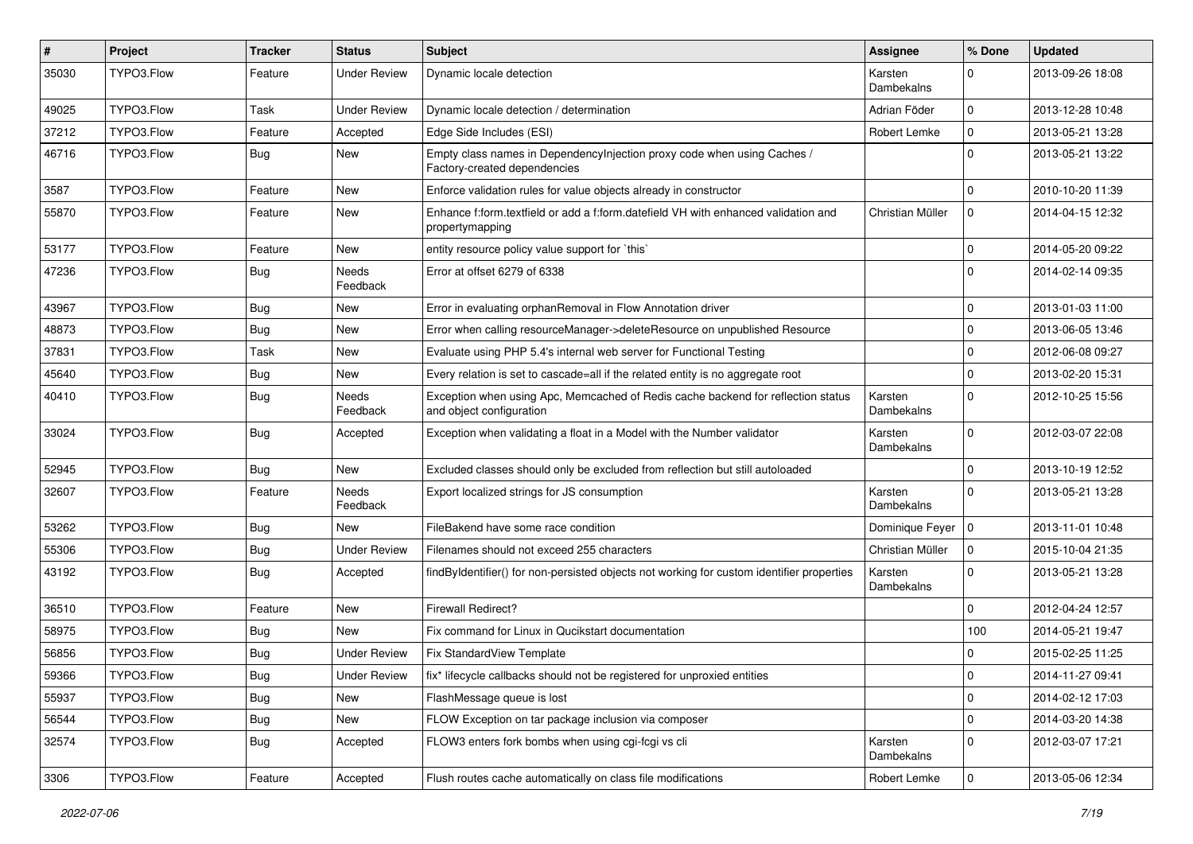| # | Project | Tracker | Status | Subject | Assignee | % Done | Updated |
|---|---|---|---|---|---|---|---|
| 35030 | TYPO3.Flow | Feature | Under Review | Dynamic locale detection | Karsten Dambekalns | 0 | 2013-09-26 18:08 |
| 49025 | TYPO3.Flow | Task | Under Review | Dynamic locale detection / determination | Adrian Föder | 0 | 2013-12-28 10:48 |
| 37212 | TYPO3.Flow | Feature | Accepted | Edge Side Includes (ESI) | Robert Lemke | 0 | 2013-05-21 13:28 |
| 46716 | TYPO3.Flow | Bug | New | Empty class names in DependencyInjection proxy code when using Caches / Factory-created dependencies | | 0 | 2013-05-21 13:22 |
| 3587 | TYPO3.Flow | Feature | New | Enforce validation rules for value objects already in constructor | | 0 | 2010-10-20 11:39 |
| 55870 | TYPO3.Flow | Feature | New | Enhance f:form.textfield or add a f:form.datefield VH with enhanced validation and propertymapping | Christian Müller | 0 | 2014-04-15 12:32 |
| 53177 | TYPO3.Flow | Feature | New | entity resource policy value support for `this` | | 0 | 2014-05-20 09:22 |
| 47236 | TYPO3.Flow | Bug | Needs Feedback | Error at offset 6279 of 6338 | | 0 | 2014-02-14 09:35 |
| 43967 | TYPO3.Flow | Bug | New | Error in evaluating orphanRemoval in Flow Annotation driver | | 0 | 2013-01-03 11:00 |
| 48873 | TYPO3.Flow | Bug | New | Error when calling resourceManager->deleteResource on unpublished Resource | | 0 | 2013-06-05 13:46 |
| 37831 | TYPO3.Flow | Task | New | Evaluate using PHP 5.4's internal web server for Functional Testing | | 0 | 2012-06-08 09:27 |
| 45640 | TYPO3.Flow | Bug | New | Every relation is set to cascade=all if the related entity is no aggregate root | | 0 | 2013-02-20 15:31 |
| 40410 | TYPO3.Flow | Bug | Needs Feedback | Exception when using Apc, Memcached of Redis cache backend for reflection status and object configuration | Karsten Dambekalns | 0 | 2012-10-25 15:56 |
| 33024 | TYPO3.Flow | Bug | Accepted | Exception when validating a float in a Model with the Number validator | Karsten Dambekalns | 0 | 2012-03-07 22:08 |
| 52945 | TYPO3.Flow | Bug | New | Excluded classes should only be excluded from reflection but still autoloaded | | 0 | 2013-10-19 12:52 |
| 32607 | TYPO3.Flow | Feature | Needs Feedback | Export localized strings for JS consumption | Karsten Dambekalns | 0 | 2013-05-21 13:28 |
| 53262 | TYPO3.Flow | Bug | New | FileBakend have some race condition | Dominique Feyer | 0 | 2013-11-01 10:48 |
| 55306 | TYPO3.Flow | Bug | Under Review | Filenames should not exceed 255 characters | Christian Müller | 0 | 2015-10-04 21:35 |
| 43192 | TYPO3.Flow | Bug | Accepted | findByIdentifier() for non-persisted objects not working for custom identifier properties | Karsten Dambekalns | 0 | 2013-05-21 13:28 |
| 36510 | TYPO3.Flow | Feature | New | Firewall Redirect? | | 0 | 2012-04-24 12:57 |
| 58975 | TYPO3.Flow | Bug | New | Fix command for Linux in Qucikstart documentation | | 100 | 2014-05-21 19:47 |
| 56856 | TYPO3.Flow | Bug | Under Review | Fix StandardView Template | | 0 | 2015-02-25 11:25 |
| 59366 | TYPO3.Flow | Bug | Under Review | fix* lifecycle callbacks should not be registered for unproxied entities | | 0 | 2014-11-27 09:41 |
| 55937 | TYPO3.Flow | Bug | New | FlashMessage queue is lost | | 0 | 2014-02-12 17:03 |
| 56544 | TYPO3.Flow | Bug | New | FLOW Exception on tar package inclusion via composer | | 0 | 2014-03-20 14:38 |
| 32574 | TYPO3.Flow | Bug | Accepted | FLOW3 enters fork bombs when using cgi-fcgi vs cli | Karsten Dambekalns | 0 | 2012-03-07 17:21 |
| 3306 | TYPO3.Flow | Feature | Accepted | Flush routes cache automatically on class file modifications | Robert Lemke | 0 | 2013-05-06 12:34 |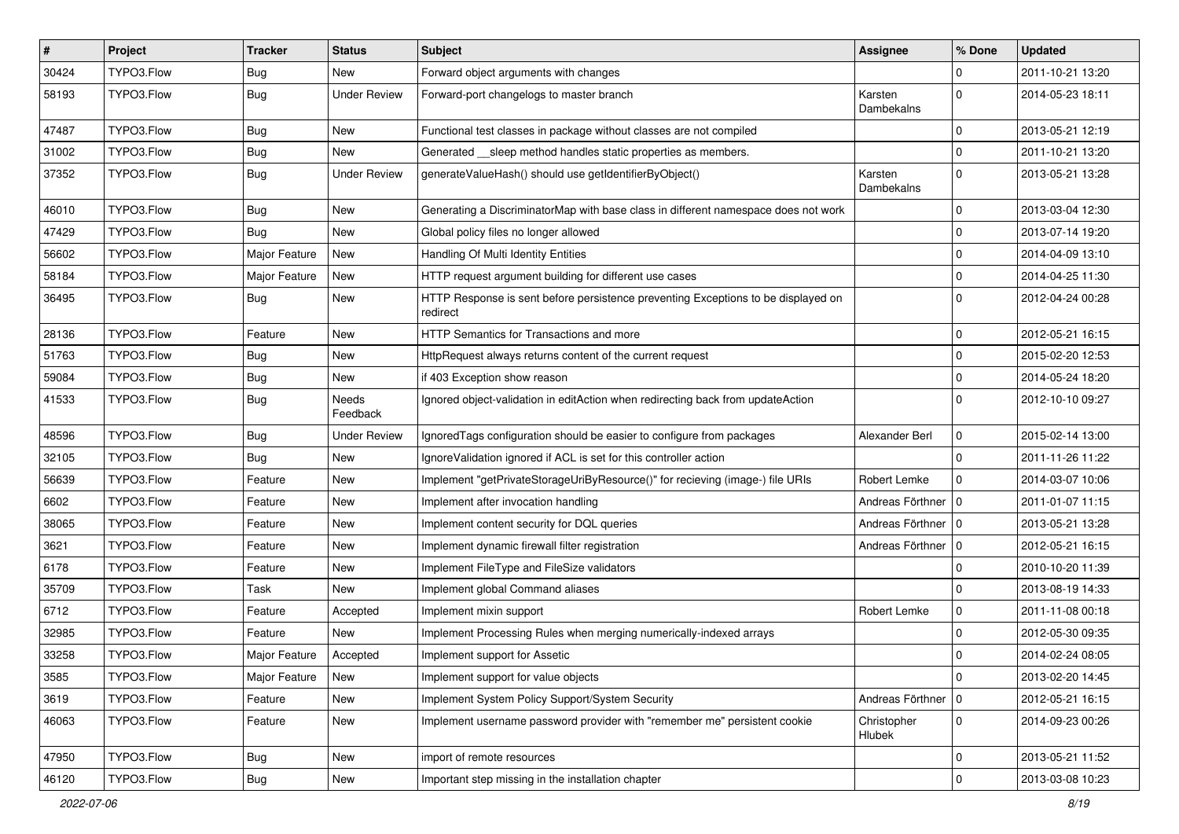| # | Project | Tracker | Status | Subject | Assignee | % Done | Updated |
|---|---|---|---|---|---|---|---|
| 30424 | TYPO3.Flow | Bug | New | Forward object arguments with changes | | 0 | 2011-10-21 13:20 |
| 58193 | TYPO3.Flow | Bug | Under Review | Forward-port changelogs to master branch | Karsten Dambekalns | 0 | 2014-05-23 18:11 |
| 47487 | TYPO3.Flow | Bug | New | Functional test classes in package without classes are not compiled | | 0 | 2013-05-21 12:19 |
| 31002 | TYPO3.Flow | Bug | New | Generated __sleep method handles static properties as members. | | 0 | 2011-10-21 13:20 |
| 37352 | TYPO3.Flow | Bug | Under Review | generateValueHash() should use getIdentifierByObject() | Karsten Dambekalns | 0 | 2013-05-21 13:28 |
| 46010 | TYPO3.Flow | Bug | New | Generating a DiscriminatorMap with base class in different namespace does not work | | 0 | 2013-03-04 12:30 |
| 47429 | TYPO3.Flow | Bug | New | Global policy files no longer allowed | | 0 | 2013-07-14 19:20 |
| 56602 | TYPO3.Flow | Major Feature | New | Handling Of Multi Identity Entities | | 0 | 2014-04-09 13:10 |
| 58184 | TYPO3.Flow | Major Feature | New | HTTP request argument building for different use cases | | 0 | 2014-04-25 11:30 |
| 36495 | TYPO3.Flow | Bug | New | HTTP Response is sent before persistence preventing Exceptions to be displayed on redirect | | 0 | 2012-04-24 00:28 |
| 28136 | TYPO3.Flow | Feature | New | HTTP Semantics for Transactions and more | | 0 | 2012-05-21 16:15 |
| 51763 | TYPO3.Flow | Bug | New | HttpRequest always returns content of the current request | | 0 | 2015-02-20 12:53 |
| 59084 | TYPO3.Flow | Bug | New | if 403 Exception show reason | | 0 | 2014-05-24 18:20 |
| 41533 | TYPO3.Flow | Bug | Needs Feedback | Ignored object-validation in editAction when redirecting back from updateAction | | 0 | 2012-10-10 09:27 |
| 48596 | TYPO3.Flow | Bug | Under Review | IgnoredTags configuration should be easier to configure from packages | Alexander Berl | 0 | 2015-02-14 13:00 |
| 32105 | TYPO3.Flow | Bug | New | IgnoreValidation ignored if ACL is set for this controller action | | 0 | 2011-11-26 11:22 |
| 56639 | TYPO3.Flow | Feature | New | Implement "getPrivateStorageUriByResource()" for recieving (image-) file URIs | Robert Lemke | 0 | 2014-03-07 10:06 |
| 6602 | TYPO3.Flow | Feature | New | Implement after invocation handling | Andreas Förthner | 0 | 2011-01-07 11:15 |
| 38065 | TYPO3.Flow | Feature | New | Implement content security for DQL queries | Andreas Förthner | 0 | 2013-05-21 13:28 |
| 3621 | TYPO3.Flow | Feature | New | Implement dynamic firewall filter registration | Andreas Förthner | 0 | 2012-05-21 16:15 |
| 6178 | TYPO3.Flow | Feature | New | Implement FileType and FileSize validators | | 0 | 2010-10-20 11:39 |
| 35709 | TYPO3.Flow | Task | New | Implement global Command aliases | | 0 | 2013-08-19 14:33 |
| 6712 | TYPO3.Flow | Feature | Accepted | Implement mixin support | Robert Lemke | 0 | 2011-11-08 00:18 |
| 32985 | TYPO3.Flow | Feature | New | Implement Processing Rules when merging numerically-indexed arrays | | 0 | 2012-05-30 09:35 |
| 33258 | TYPO3.Flow | Major Feature | Accepted | Implement support for Assetic | | 0 | 2014-02-24 08:05 |
| 3585 | TYPO3.Flow | Major Feature | New | Implement support for value objects | | 0 | 2013-02-20 14:45 |
| 3619 | TYPO3.Flow | Feature | New | Implement System Policy Support/System Security | Andreas Förthner | 0 | 2012-05-21 16:15 |
| 46063 | TYPO3.Flow | Feature | New | Implement username password provider with "remember me" persistent cookie | Christopher Hlubek | 0 | 2014-09-23 00:26 |
| 47950 | TYPO3.Flow | Bug | New | import of remote resources | | 0 | 2013-05-21 11:52 |
| 46120 | TYPO3.Flow | Bug | New | Important step missing in the installation chapter | | 0 | 2013-03-08 10:23 |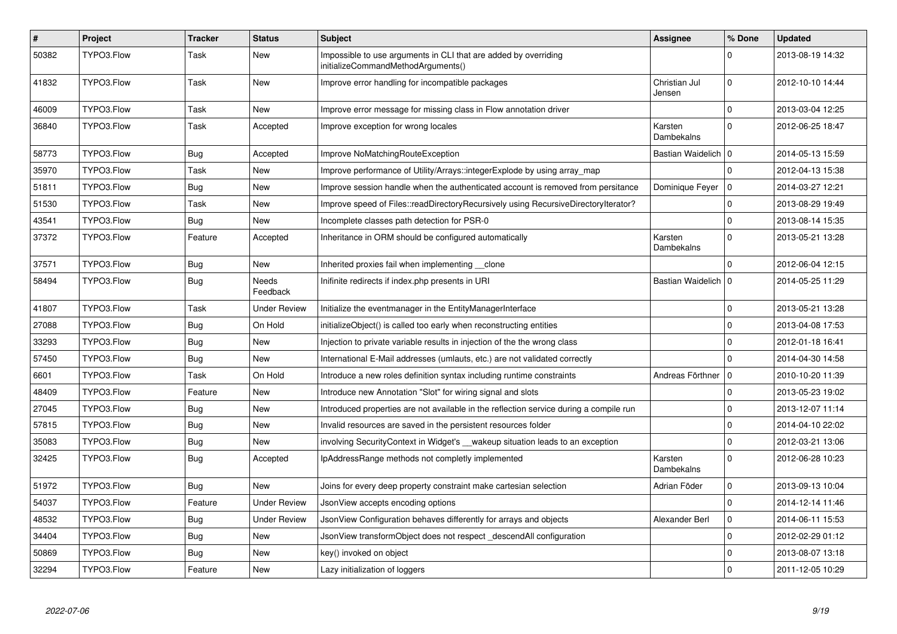| # | Project | Tracker | Status | Subject | Assignee | % Done | Updated |
|---|---|---|---|---|---|---|---|
| 50382 | TYPO3.Flow | Task | New | Impossible to use arguments in CLI that are added by overriding initializeCommandMethodArguments() | | 0 | 2013-08-19 14:32 |
| 41832 | TYPO3.Flow | Task | New | Improve error handling for incompatible packages | Christian Jul Jensen | 0 | 2012-10-10 14:44 |
| 46009 | TYPO3.Flow | Task | New | Improve error message for missing class in Flow annotation driver | | 0 | 2013-03-04 12:25 |
| 36840 | TYPO3.Flow | Task | Accepted | Improve exception for wrong locales | Karsten Dambekalns | 0 | 2012-06-25 18:47 |
| 58773 | TYPO3.Flow | Bug | Accepted | Improve NoMatchingRouteException | Bastian Waidelich | 0 | 2014-05-13 15:59 |
| 35970 | TYPO3.Flow | Task | New | Improve performance of Utility/Arrays::integerExplode by using array_map | | 0 | 2012-04-13 15:38 |
| 51811 | TYPO3.Flow | Bug | New | Improve session handle when the authenticated account is removed from persitance | Dominique Feyer | 0 | 2014-03-27 12:21 |
| 51530 | TYPO3.Flow | Task | New | Improve speed of Files::readDirectoryRecursively using RecursiveDirectoryIterator? | | 0 | 2013-08-29 19:49 |
| 43541 | TYPO3.Flow | Bug | New | Incomplete classes path detection for PSR-0 | | 0 | 2013-08-14 15:35 |
| 37372 | TYPO3.Flow | Feature | Accepted | Inheritance in ORM should be configured automatically | Karsten Dambekalns | 0 | 2013-05-21 13:28 |
| 37571 | TYPO3.Flow | Bug | New | Inherited proxies fail when implementing __clone | | 0 | 2012-06-04 12:15 |
| 58494 | TYPO3.Flow | Bug | Needs Feedback | Inifinite redirects if index.php presents in URI | Bastian Waidelich | 0 | 2014-05-25 11:29 |
| 41807 | TYPO3.Flow | Task | Under Review | Initialize the eventmanager in the EntityManagerInterface | | 0 | 2013-05-21 13:28 |
| 27088 | TYPO3.Flow | Bug | On Hold | initializeObject() is called too early when reconstructing entities | | 0 | 2013-04-08 17:53 |
| 33293 | TYPO3.Flow | Bug | New | Injection to private variable results in injection of the the wrong class | | 0 | 2012-01-18 16:41 |
| 57450 | TYPO3.Flow | Bug | New | International E-Mail addresses (umlauts, etc.) are not validated correctly | | 0 | 2014-04-30 14:58 |
| 6601 | TYPO3.Flow | Task | On Hold | Introduce a new roles definition syntax including runtime constraints | Andreas Förthner | 0 | 2010-10-20 11:39 |
| 48409 | TYPO3.Flow | Feature | New | Introduce new Annotation "Slot" for wiring signal and slots | | 0 | 2013-05-23 19:02 |
| 27045 | TYPO3.Flow | Bug | New | Introduced properties are not available in the reflection service during a compile run | | 0 | 2013-12-07 11:14 |
| 57815 | TYPO3.Flow | Bug | New | Invalid resources are saved in the persistent resources folder | | 0 | 2014-04-10 22:02 |
| 35083 | TYPO3.Flow | Bug | New | involving SecurityContext in Widget's __wakeup situation leads to an exception | | 0 | 2012-03-21 13:06 |
| 32425 | TYPO3.Flow | Bug | Accepted | IpAddressRange methods not completly implemented | Karsten Dambekalns | 0 | 2012-06-28 10:23 |
| 51972 | TYPO3.Flow | Bug | New | Joins for every deep property constraint make cartesian selection | Adrian Föder | 0 | 2013-09-13 10:04 |
| 54037 | TYPO3.Flow | Feature | Under Review | JsonView accepts encoding options | | 0 | 2014-12-14 11:46 |
| 48532 | TYPO3.Flow | Bug | Under Review | JsonView Configuration behaves differently for arrays and objects | Alexander Berl | 0 | 2014-06-11 15:53 |
| 34404 | TYPO3.Flow | Bug | New | JsonView transformObject does not respect _descendAll configuration | | 0 | 2012-02-29 01:12 |
| 50869 | TYPO3.Flow | Bug | New | key() invoked on object | | 0 | 2013-08-07 13:18 |
| 32294 | TYPO3.Flow | Feature | New | Lazy initialization of loggers | | 0 | 2011-12-05 10:29 |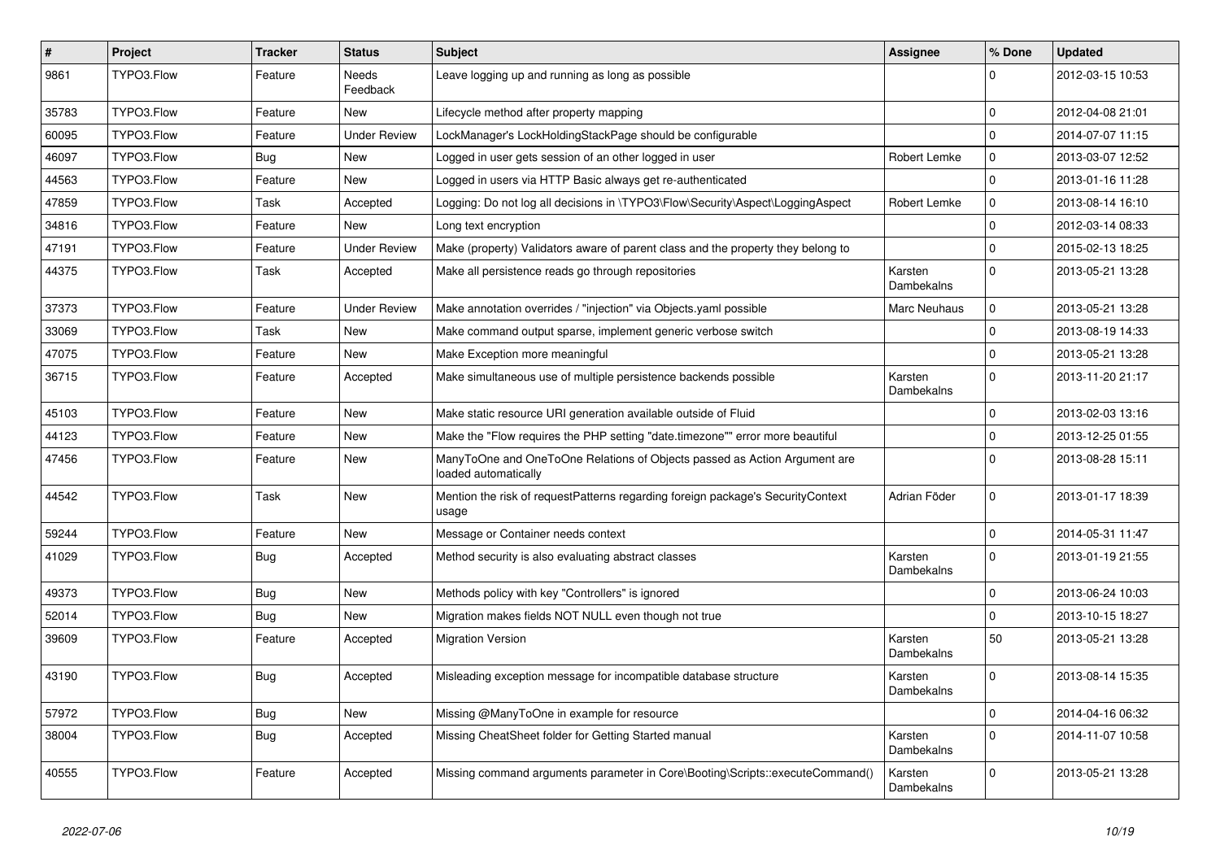| # | Project | Tracker | Status | Subject | Assignee | % Done | Updated |
|---|---|---|---|---|---|---|---|
| 9861 | TYPO3.Flow | Feature | Needs Feedback | Leave logging up and running as long as possible | | 0 | 2012-03-15 10:53 |
| 35783 | TYPO3.Flow | Feature | New | Lifecycle method after property mapping | | 0 | 2012-04-08 21:01 |
| 60095 | TYPO3.Flow | Feature | Under Review | LockManager's LockHoldingStackPage should be configurable | | 0 | 2014-07-07 11:15 |
| 46097 | TYPO3.Flow | Bug | New | Logged in user gets session of an other logged in user | Robert Lemke | 0 | 2013-03-07 12:52 |
| 44563 | TYPO3.Flow | Feature | New | Logged in users via HTTP Basic always get re-authenticated | | 0 | 2013-01-16 11:28 |
| 47859 | TYPO3.Flow | Task | Accepted | Logging: Do not log all decisions in \TYPO3\Flow\Security\Aspect\LoggingAspect | Robert Lemke | 0 | 2013-08-14 16:10 |
| 34816 | TYPO3.Flow | Feature | New | Long text encryption | | 0 | 2012-03-14 08:33 |
| 47191 | TYPO3.Flow | Feature | Under Review | Make (property) Validators aware of parent class and the property they belong to | | 0 | 2015-02-13 18:25 |
| 44375 | TYPO3.Flow | Task | Accepted | Make all persistence reads go through repositories | Karsten Dambekalns | 0 | 2013-05-21 13:28 |
| 37373 | TYPO3.Flow | Feature | Under Review | Make annotation overrides / "injection" via Objects.yaml possible | Marc Neuhaus | 0 | 2013-05-21 13:28 |
| 33069 | TYPO3.Flow | Task | New | Make command output sparse, implement generic verbose switch | | 0 | 2013-08-19 14:33 |
| 47075 | TYPO3.Flow | Feature | New | Make Exception more meaningful | | 0 | 2013-05-21 13:28 |
| 36715 | TYPO3.Flow | Feature | Accepted | Make simultaneous use of multiple persistence backends possible | Karsten Dambekalns | 0 | 2013-11-20 21:17 |
| 45103 | TYPO3.Flow | Feature | New | Make static resource URI generation available outside of Fluid | | 0 | 2013-02-03 13:16 |
| 44123 | TYPO3.Flow | Feature | New | Make the "Flow requires the PHP setting "date.timezone"" error more beautiful | | 0 | 2013-12-25 01:55 |
| 47456 | TYPO3.Flow | Feature | New | ManyToOne and OneToOne Relations of Objects passed as Action Argument are loaded automatically | | 0 | 2013-08-28 15:11 |
| 44542 | TYPO3.Flow | Task | New | Mention the risk of requestPatterns regarding foreign package's SecurityContext usage | Adrian Föder | 0 | 2013-01-17 18:39 |
| 59244 | TYPO3.Flow | Feature | New | Message or Container needs context | | 0 | 2014-05-31 11:47 |
| 41029 | TYPO3.Flow | Bug | Accepted | Method security is also evaluating abstract classes | Karsten Dambekalns | 0 | 2013-01-19 21:55 |
| 49373 | TYPO3.Flow | Bug | New | Methods policy with key "Controllers" is ignored | | 0 | 2013-06-24 10:03 |
| 52014 | TYPO3.Flow | Bug | New | Migration makes fields NOT NULL even though not true | | 0 | 2013-10-15 18:27 |
| 39609 | TYPO3.Flow | Feature | Accepted | Migration Version | Karsten Dambekalns | 50 | 2013-05-21 13:28 |
| 43190 | TYPO3.Flow | Bug | Accepted | Misleading exception message for incompatible database structure | Karsten Dambekalns | 0 | 2013-08-14 15:35 |
| 57972 | TYPO3.Flow | Bug | New | Missing @ManyToOne in example for resource | | 0 | 2014-04-16 06:32 |
| 38004 | TYPO3.Flow | Bug | Accepted | Missing CheatSheet folder for Getting Started manual | Karsten Dambekalns | 0 | 2014-11-07 10:58 |
| 40555 | TYPO3.Flow | Feature | Accepted | Missing command arguments parameter in Core\Booting\Scripts::executeCommand() | Karsten Dambekalns | 0 | 2013-05-21 13:28 |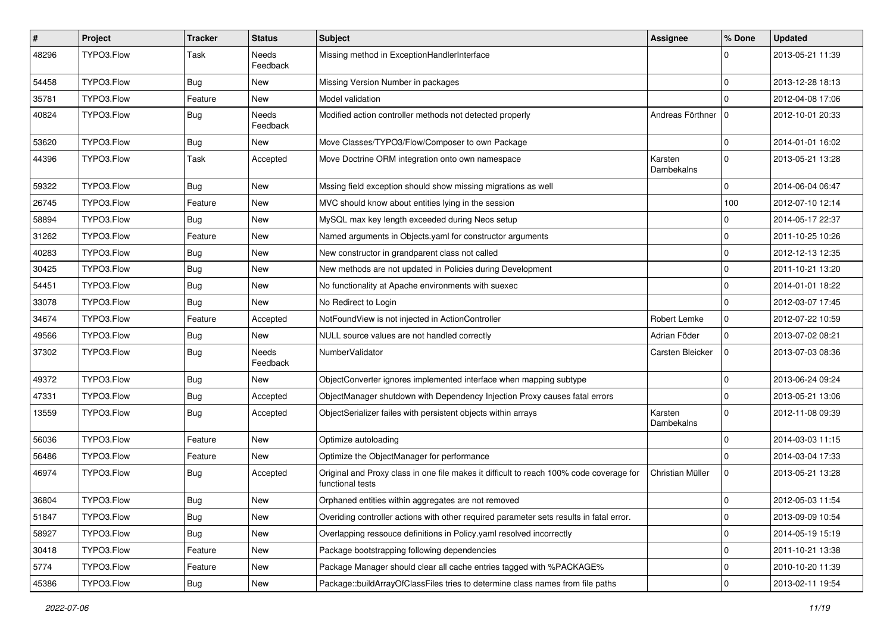| # | Project | Tracker | Status | Subject | Assignee | % Done | Updated |
|---|---|---|---|---|---|---|---|
| 48296 | TYPO3.Flow | Task | Needs Feedback | Missing method in ExceptionHandlerInterface | | 0 | 2013-05-21 11:39 |
| 54458 | TYPO3.Flow | Bug | New | Missing Version Number in packages | | 0 | 2013-12-28 18:13 |
| 35781 | TYPO3.Flow | Feature | New | Model validation | | 0 | 2012-04-08 17:06 |
| 40824 | TYPO3.Flow | Bug | Needs Feedback | Modified action controller methods not detected properly | Andreas Förthner | 0 | 2012-10-01 20:33 |
| 53620 | TYPO3.Flow | Bug | New | Move Classes/TYPO3/Flow/Composer to own Package | | 0 | 2014-01-01 16:02 |
| 44396 | TYPO3.Flow | Task | Accepted | Move Doctrine ORM integration onto own namespace | Karsten Dambekalns | 0 | 2013-05-21 13:28 |
| 59322 | TYPO3.Flow | Bug | New | Mssing field exception should show missing migrations as well | | 0 | 2014-06-04 06:47 |
| 26745 | TYPO3.Flow | Feature | New | MVC should know about entities lying in the session | | 100 | 2012-07-10 12:14 |
| 58894 | TYPO3.Flow | Bug | New | MySQL max key length exceeded during Neos setup | | 0 | 2014-05-17 22:37 |
| 31262 | TYPO3.Flow | Feature | New | Named arguments in Objects.yaml for constructor arguments | | 0 | 2011-10-25 10:26 |
| 40283 | TYPO3.Flow | Bug | New | New constructor in grandparent class not called | | 0 | 2012-12-13 12:35 |
| 30425 | TYPO3.Flow | Bug | New | New methods are not updated in Policies during Development | | 0 | 2011-10-21 13:20 |
| 54451 | TYPO3.Flow | Bug | New | No functionality at Apache environments with suexec | | 0 | 2014-01-01 18:22 |
| 33078 | TYPO3.Flow | Bug | New | No Redirect to Login | | 0 | 2012-03-07 17:45 |
| 34674 | TYPO3.Flow | Feature | Accepted | NotFoundView is not injected in ActionController | Robert Lemke | 0 | 2012-07-22 10:59 |
| 49566 | TYPO3.Flow | Bug | New | NULL source values are not handled correctly | Adrian Föder | 0 | 2013-07-02 08:21 |
| 37302 | TYPO3.Flow | Bug | Needs Feedback | NumberValidator | Carsten Bleicker | 0 | 2013-07-03 08:36 |
| 49372 | TYPO3.Flow | Bug | New | ObjectConverter ignores implemented interface when mapping subtype | | 0 | 2013-06-24 09:24 |
| 47331 | TYPO3.Flow | Bug | Accepted | ObjectManager shutdown with Dependency Injection Proxy causes fatal errors | | 0 | 2013-05-21 13:06 |
| 13559 | TYPO3.Flow | Bug | Accepted | ObjectSerializer failes with persistent objects within arrays | Karsten Dambekalns | 0 | 2012-11-08 09:39 |
| 56036 | TYPO3.Flow | Feature | New | Optimize autoloading | | 0 | 2014-03-03 11:15 |
| 56486 | TYPO3.Flow | Feature | New | Optimize the ObjectManager for performance | | 0 | 2014-03-04 17:33 |
| 46974 | TYPO3.Flow | Bug | Accepted | Original and Proxy class in one file makes it difficult to reach 100% code coverage for functional tests | Christian Müller | 0 | 2013-05-21 13:28 |
| 36804 | TYPO3.Flow | Bug | New | Orphaned entities within aggregates are not removed | | 0 | 2012-05-03 11:54 |
| 51847 | TYPO3.Flow | Bug | New | Overiding controller actions with other required parameter sets results in fatal error. | | 0 | 2013-09-09 10:54 |
| 58927 | TYPO3.Flow | Bug | New | Overlapping ressouce definitions in Policy.yaml resolved incorrectly | | 0 | 2014-05-19 15:19 |
| 30418 | TYPO3.Flow | Feature | New | Package bootstrapping following dependencies | | 0 | 2011-10-21 13:38 |
| 5774 | TYPO3.Flow | Feature | New | Package Manager should clear all cache entries tagged with %PACKAGE% | | 0 | 2010-10-20 11:39 |
| 45386 | TYPO3.Flow | Bug | New | Package::buildArrayOfClassFiles tries to determine class names from file paths | | 0 | 2013-02-11 19:54 |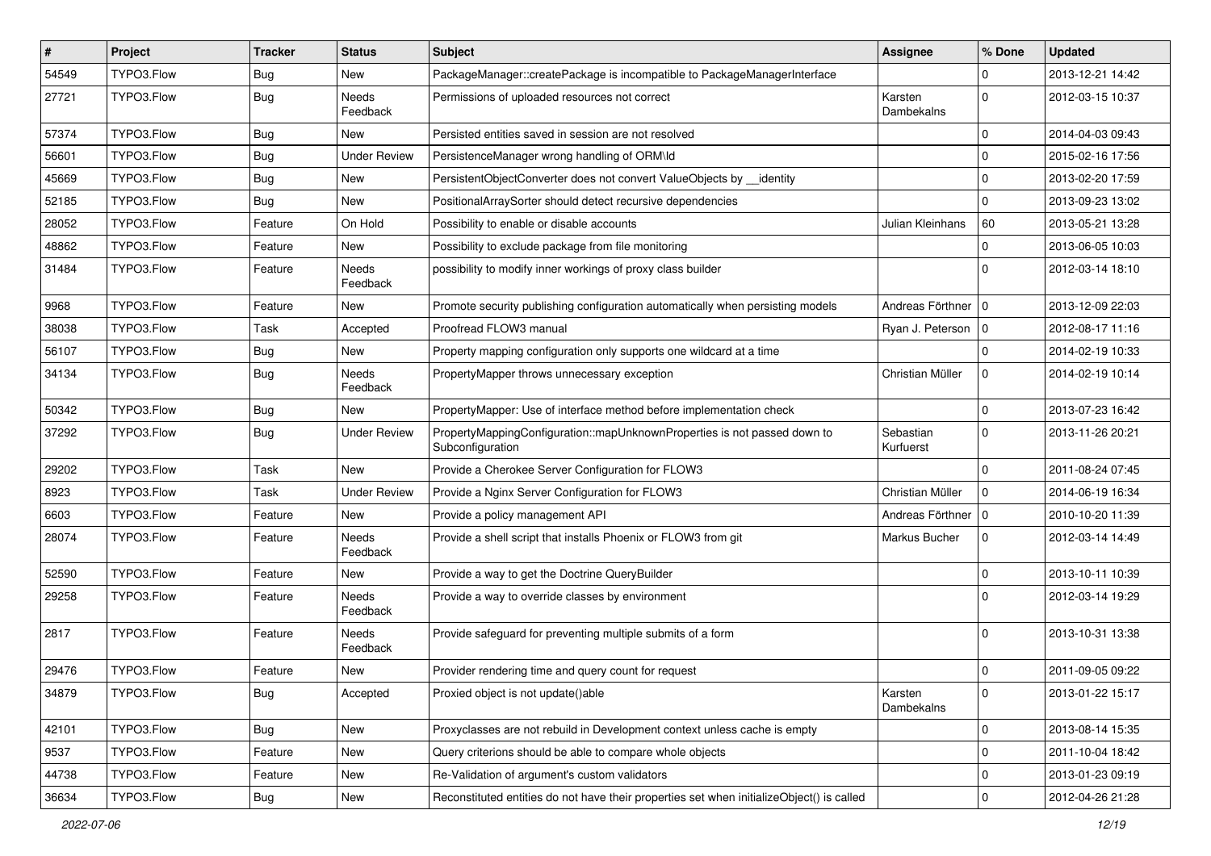| # | Project | Tracker | Status | Subject | Assignee | % Done | Updated |
|---|---|---|---|---|---|---|---|
| 54549 | TYPO3.Flow | Bug | New | PackageManager::createPackage is incompatible to PackageManagerInterface | | 0 | 2013-12-21 14:42 |
| 27721 | TYPO3.Flow | Bug | Needs Feedback | Permissions of uploaded resources not correct | Karsten Dambekalns | 0 | 2012-03-15 10:37 |
| 57374 | TYPO3.Flow | Bug | New | Persisted entities saved in session are not resolved | | 0 | 2014-04-03 09:43 |
| 56601 | TYPO3.Flow | Bug | Under Review | PersistenceManager wrong handling of ORM\Id | | 0 | 2015-02-16 17:56 |
| 45669 | TYPO3.Flow | Bug | New | PersistentObjectConverter does not convert ValueObjects by __identity | | 0 | 2013-02-20 17:59 |
| 52185 | TYPO3.Flow | Bug | New | PositionalArraySorter should detect recursive dependencies | | 0 | 2013-09-23 13:02 |
| 28052 | TYPO3.Flow | Feature | On Hold | Possibility to enable or disable accounts | Julian Kleinhans | 60 | 2013-05-21 13:28 |
| 48862 | TYPO3.Flow | Feature | New | Possibility to exclude package from file monitoring | | 0 | 2013-06-05 10:03 |
| 31484 | TYPO3.Flow | Feature | Needs Feedback | possibility to modify inner workings of proxy class builder | | 0 | 2012-03-14 18:10 |
| 9968 | TYPO3.Flow | Feature | New | Promote security publishing configuration automatically when persisting models | Andreas Förthner | 0 | 2013-12-09 22:03 |
| 38038 | TYPO3.Flow | Task | Accepted | Proofread FLOW3 manual | Ryan J. Peterson | 0 | 2012-08-17 11:16 |
| 56107 | TYPO3.Flow | Bug | New | Property mapping configuration only supports one wildcard at a time | | 0 | 2014-02-19 10:33 |
| 34134 | TYPO3.Flow | Bug | Needs Feedback | PropertyMapper throws unnecessary exception | Christian Müller | 0 | 2014-02-19 10:14 |
| 50342 | TYPO3.Flow | Bug | New | PropertyMapper: Use of interface method before implementation check | | 0 | 2013-07-23 16:42 |
| 37292 | TYPO3.Flow | Bug | Under Review | PropertyMappingConfiguration::mapUnknownProperties is not passed down to Subconfiguration | Sebastian Kurfuerst | 0 | 2013-11-26 20:21 |
| 29202 | TYPO3.Flow | Task | New | Provide a Cherokee Server Configuration for FLOW3 | | 0 | 2011-08-24 07:45 |
| 8923 | TYPO3.Flow | Task | Under Review | Provide a Nginx Server Configuration for FLOW3 | Christian Müller | 0 | 2014-06-19 16:34 |
| 6603 | TYPO3.Flow | Feature | New | Provide a policy management API | Andreas Förthner | 0 | 2010-10-20 11:39 |
| 28074 | TYPO3.Flow | Feature | Needs Feedback | Provide a shell script that installs Phoenix or FLOW3 from git | Markus Bucher | 0 | 2012-03-14 14:49 |
| 52590 | TYPO3.Flow | Feature | New | Provide a way to get the Doctrine QueryBuilder | | 0 | 2013-10-11 10:39 |
| 29258 | TYPO3.Flow | Feature | Needs Feedback | Provide a way to override classes by environment | | 0 | 2012-03-14 19:29 |
| 2817 | TYPO3.Flow | Feature | Needs Feedback | Provide safeguard for preventing multiple submits of a form | | 0 | 2013-10-31 13:38 |
| 29476 | TYPO3.Flow | Feature | New | Provider rendering time and query count for request | | 0 | 2011-09-05 09:22 |
| 34879 | TYPO3.Flow | Bug | Accepted | Proxied object is not update()able | Karsten Dambekalns | 0 | 2013-01-22 15:17 |
| 42101 | TYPO3.Flow | Bug | New | Proxyclasses are not rebuild in Development context unless cache is empty | | 0 | 2013-08-14 15:35 |
| 9537 | TYPO3.Flow | Feature | New | Query criterions should be able to compare whole objects | | 0 | 2011-10-04 18:42 |
| 44738 | TYPO3.Flow | Feature | New | Re-Validation of argument's custom validators | | 0 | 2013-01-23 09:19 |
| 36634 | TYPO3.Flow | Bug | New | Reconstituted entities do not have their properties set when initializeObject() is called | | 0 | 2012-04-26 21:28 |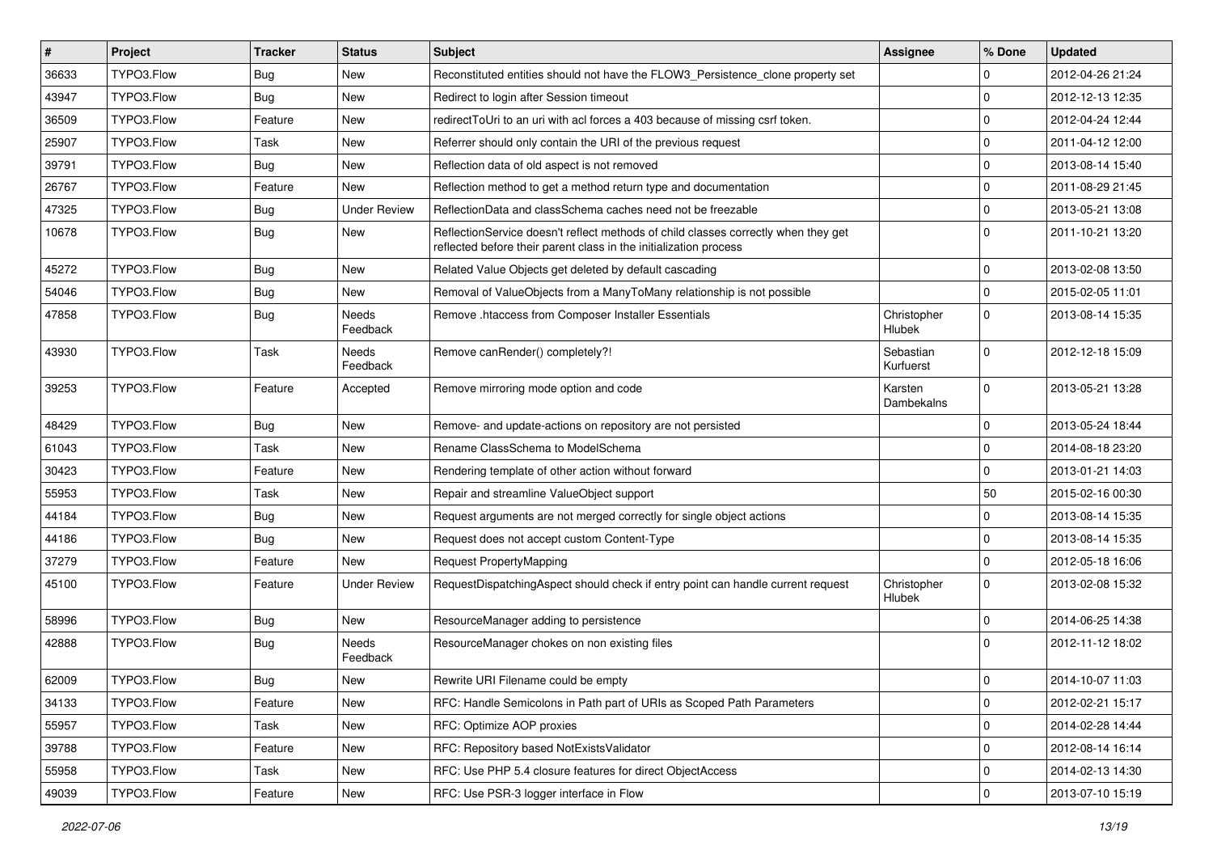| # | Project | Tracker | Status | Subject | Assignee | % Done | Updated |
|---|---|---|---|---|---|---|---|
| 36633 | TYPO3.Flow | Bug | New | Reconstituted entities should not have the FLOW3_Persistence_clone property set | | 0 | 2012-04-26 21:24 |
| 43947 | TYPO3.Flow | Bug | New | Redirect to login after Session timeout | | 0 | 2012-12-13 12:35 |
| 36509 | TYPO3.Flow | Feature | New | redirectToUri to an uri with acl forces a 403 because of missing csrf token. | | 0 | 2012-04-24 12:44 |
| 25907 | TYPO3.Flow | Task | New | Referrer should only contain the URI of the previous request | | 0 | 2011-04-12 12:00 |
| 39791 | TYPO3.Flow | Bug | New | Reflection data of old aspect is not removed | | 0 | 2013-08-14 15:40 |
| 26767 | TYPO3.Flow | Feature | New | Reflection method to get a method return type and documentation | | 0 | 2011-08-29 21:45 |
| 47325 | TYPO3.Flow | Bug | Under Review | ReflectionData and classSchema caches need not be freezable | | 0 | 2013-05-21 13:08 |
| 10678 | TYPO3.Flow | Bug | New | ReflectionService doesn't reflect methods of child classes correctly when they get reflected before their parent class in the initialization process | | 0 | 2011-10-21 13:20 |
| 45272 | TYPO3.Flow | Bug | New | Related Value Objects get deleted by default cascading | | 0 | 2013-02-08 13:50 |
| 54046 | TYPO3.Flow | Bug | New | Removal of ValueObjects from a ManyToMany relationship is not possible | | 0 | 2015-02-05 11:01 |
| 47858 | TYPO3.Flow | Bug | Needs Feedback | Remove .htaccess from Composer Installer Essentials | Christopher Hlubek | 0 | 2013-08-14 15:35 |
| 43930 | TYPO3.Flow | Task | Needs Feedback | Remove canRender() completely?! | Sebastian Kurfuerst | 0 | 2012-12-18 15:09 |
| 39253 | TYPO3.Flow | Feature | Accepted | Remove mirroring mode option and code | Karsten Dambekalns | 0 | 2013-05-21 13:28 |
| 48429 | TYPO3.Flow | Bug | New | Remove- and update-actions on repository are not persisted | | 0 | 2013-05-24 18:44 |
| 61043 | TYPO3.Flow | Task | New | Rename ClassSchema to ModelSchema | | 0 | 2014-08-18 23:20 |
| 30423 | TYPO3.Flow | Feature | New | Rendering template of other action without forward | | 0 | 2013-01-21 14:03 |
| 55953 | TYPO3.Flow | Task | New | Repair and streamline ValueObject support | | 50 | 2015-02-16 00:30 |
| 44184 | TYPO3.Flow | Bug | New | Request arguments are not merged correctly for single object actions | | 0 | 2013-08-14 15:35 |
| 44186 | TYPO3.Flow | Bug | New | Request does not accept custom Content-Type | | 0 | 2013-08-14 15:35 |
| 37279 | TYPO3.Flow | Feature | New | Request PropertyMapping | | 0 | 2012-05-18 16:06 |
| 45100 | TYPO3.Flow | Feature | Under Review | RequestDispatchingAspect should check if entry point can handle current request | Christopher Hlubek | 0 | 2013-02-08 15:32 |
| 58996 | TYPO3.Flow | Bug | New | ResourceManager adding to persistence | | 0 | 2014-06-25 14:38 |
| 42888 | TYPO3.Flow | Bug | Needs Feedback | ResourceManager chokes on non existing files | | 0 | 2012-11-12 18:02 |
| 62009 | TYPO3.Flow | Bug | New | Rewrite URI Filename could be empty | | 0 | 2014-10-07 11:03 |
| 34133 | TYPO3.Flow | Feature | New | RFC: Handle Semicolons in Path part of URIs as Scoped Path Parameters | | 0 | 2012-02-21 15:17 |
| 55957 | TYPO3.Flow | Task | New | RFC: Optimize AOP proxies | | 0 | 2014-02-28 14:44 |
| 39788 | TYPO3.Flow | Feature | New | RFC: Repository based NotExistsValidator | | 0 | 2012-08-14 16:14 |
| 55958 | TYPO3.Flow | Task | New | RFC: Use PHP 5.4 closure features for direct ObjectAccess | | 0 | 2014-02-13 14:30 |
| 49039 | TYPO3.Flow | Feature | New | RFC: Use PSR-3 logger interface in Flow | | 0 | 2013-07-10 15:19 |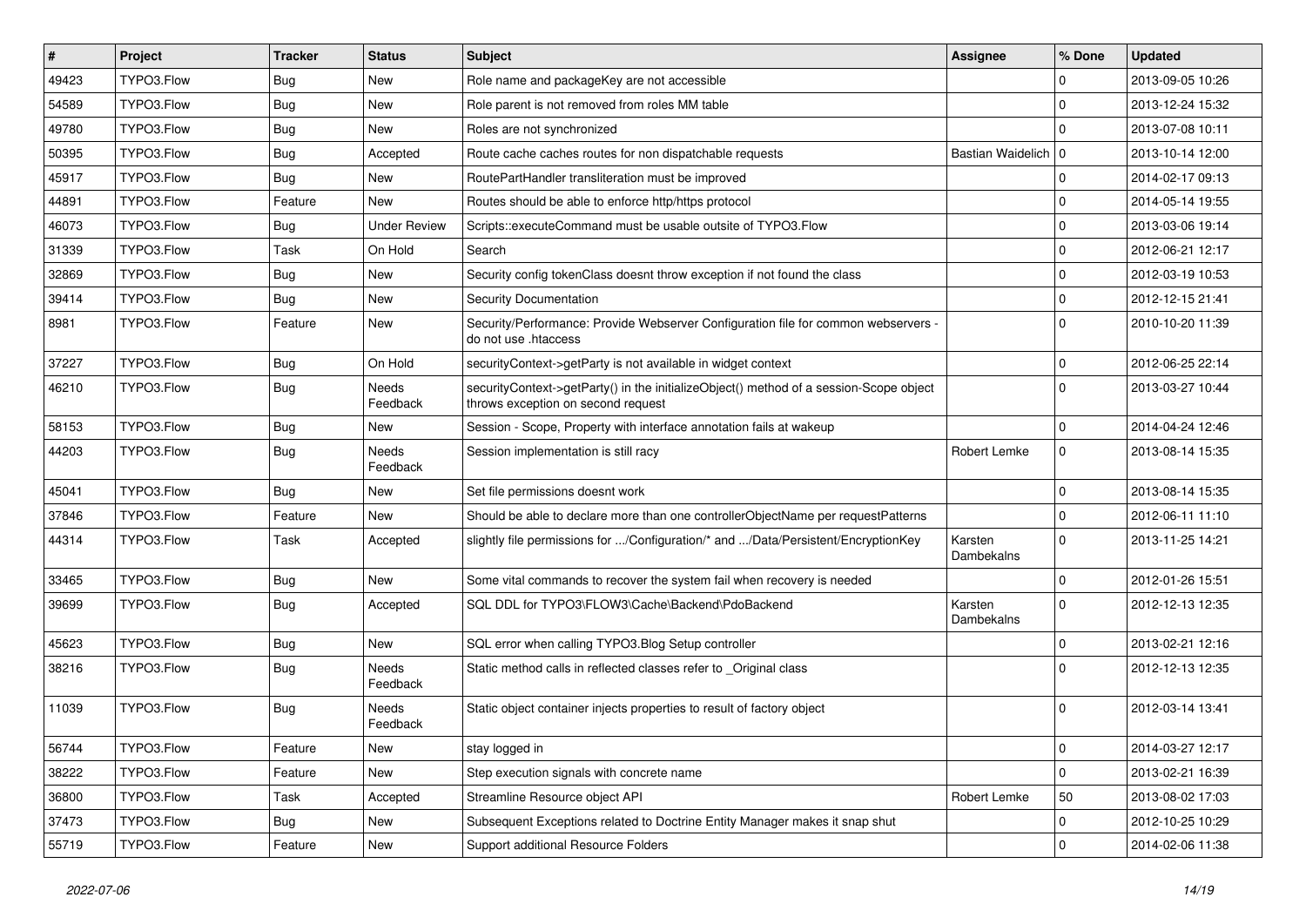| # | Project | Tracker | Status | Subject | Assignee | % Done | Updated |
|---|---|---|---|---|---|---|---|
| 49423 | TYPO3.Flow | Bug | New | Role name and packageKey are not accessible | | 0 | 2013-09-05 10:26 |
| 54589 | TYPO3.Flow | Bug | New | Role parent is not removed from roles MM table | | 0 | 2013-12-24 15:32 |
| 49780 | TYPO3.Flow | Bug | New | Roles are not synchronized | | 0 | 2013-07-08 10:11 |
| 50395 | TYPO3.Flow | Bug | Accepted | Route cache caches routes for non dispatchable requests | Bastian Waidelich | 0 | 2013-10-14 12:00 |
| 45917 | TYPO3.Flow | Bug | New | RoutePartHandler transliteration must be improved | | 0 | 2014-02-17 09:13 |
| 44891 | TYPO3.Flow | Feature | New | Routes should be able to enforce http/https protocol | | 0 | 2014-05-14 19:55 |
| 46073 | TYPO3.Flow | Bug | Under Review | Scripts::executeCommand must be usable outsite of TYPO3.Flow | | 0 | 2013-03-06 19:14 |
| 31339 | TYPO3.Flow | Task | On Hold | Search | | 0 | 2012-06-21 12:17 |
| 32869 | TYPO3.Flow | Bug | New | Security config tokenClass doesnt throw exception if not found the class | | 0 | 2012-03-19 10:53 |
| 39414 | TYPO3.Flow | Bug | New | Security Documentation | | 0 | 2012-12-15 21:41 |
| 8981 | TYPO3.Flow | Feature | New | Security/Performance: Provide Webserver Configuration file for common webservers - do not use .htaccess | | 0 | 2010-10-20 11:39 |
| 37227 | TYPO3.Flow | Bug | On Hold | securityContext->getParty is not available in widget context | | 0 | 2012-06-25 22:14 |
| 46210 | TYPO3.Flow | Bug | Needs Feedback | securityContext->getParty() in the initializeObject() method of a session-Scope object throws exception on second request | | 0 | 2013-03-27 10:44 |
| 58153 | TYPO3.Flow | Bug | New | Session - Scope, Property with interface annotation fails at wakeup | | 0 | 2014-04-24 12:46 |
| 44203 | TYPO3.Flow | Bug | Needs Feedback | Session implementation is still racy | Robert Lemke | 0 | 2013-08-14 15:35 |
| 45041 | TYPO3.Flow | Bug | New | Set file permissions doesnt work | | 0 | 2013-08-14 15:35 |
| 37846 | TYPO3.Flow | Feature | New | Should be able to declare more than one controllerObjectName per requestPatterns | | 0 | 2012-06-11 11:10 |
| 44314 | TYPO3.Flow | Task | Accepted | slightly file permissions for .../Configuration/* and .../Data/Persistent/EncryptionKey | Karsten Dambekalns | 0 | 2013-11-25 14:21 |
| 33465 | TYPO3.Flow | Bug | New | Some vital commands to recover the system fail when recovery is needed | | 0 | 2012-01-26 15:51 |
| 39699 | TYPO3.Flow | Bug | Accepted | SQL DDL for TYPO3\FLOW3\Cache\Backend\PdoBackend | Karsten Dambekalns | 0 | 2012-12-13 12:35 |
| 45623 | TYPO3.Flow | Bug | New | SQL error when calling TYPO3.Blog Setup controller | | 0 | 2013-02-21 12:16 |
| 38216 | TYPO3.Flow | Bug | Needs Feedback | Static method calls in reflected classes refer to _Original class | | 0 | 2012-12-13 12:35 |
| 11039 | TYPO3.Flow | Bug | Needs Feedback | Static object container injects properties to result of factory object | | 0 | 2012-03-14 13:41 |
| 56744 | TYPO3.Flow | Feature | New | stay logged in | | 0 | 2014-03-27 12:17 |
| 38222 | TYPO3.Flow | Feature | New | Step execution signals with concrete name | | 0 | 2013-02-21 16:39 |
| 36800 | TYPO3.Flow | Task | Accepted | Streamline Resource object API | Robert Lemke | 50 | 2013-08-02 17:03 |
| 37473 | TYPO3.Flow | Bug | New | Subsequent Exceptions related to Doctrine Entity Manager makes it snap shut | | 0 | 2012-10-25 10:29 |
| 55719 | TYPO3.Flow | Feature | New | Support additional Resource Folders | | 0 | 2014-02-06 11:38 |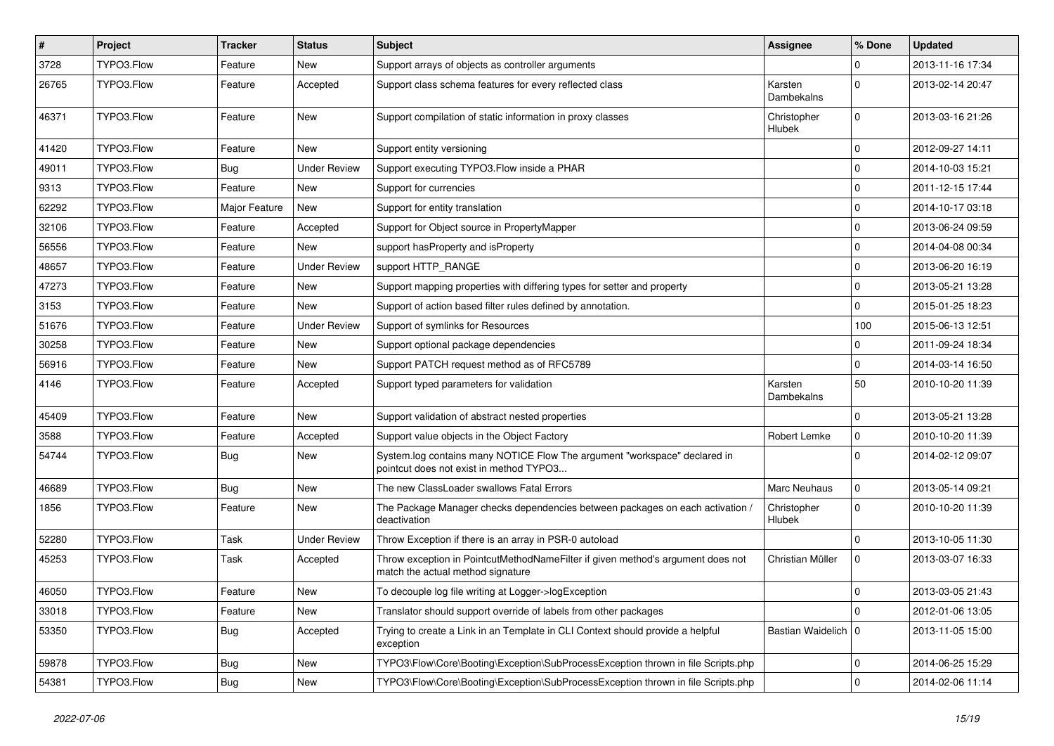| # | Project | Tracker | Status | Subject | Assignee | % Done | Updated |
|---|---|---|---|---|---|---|---|
| 3728 | TYPO3.Flow | Feature | New | Support arrays of objects as controller arguments | | 0 | 2013-11-16 17:34 |
| 26765 | TYPO3.Flow | Feature | Accepted | Support class schema features for every reflected class | Karsten Dambekalns | 0 | 2013-02-14 20:47 |
| 46371 | TYPO3.Flow | Feature | New | Support compilation of static information in proxy classes | Christopher Hlubek | 0 | 2013-03-16 21:26 |
| 41420 | TYPO3.Flow | Feature | New | Support entity versioning | | 0 | 2012-09-27 14:11 |
| 49011 | TYPO3.Flow | Bug | Under Review | Support executing TYPO3.Flow inside a PHAR | | 0 | 2014-10-03 15:21 |
| 9313 | TYPO3.Flow | Feature | New | Support for currencies | | 0 | 2011-12-15 17:44 |
| 62292 | TYPO3.Flow | Major Feature | New | Support for entity translation | | 0 | 2014-10-17 03:18 |
| 32106 | TYPO3.Flow | Feature | Accepted | Support for Object source in PropertyMapper | | 0 | 2013-06-24 09:59 |
| 56556 | TYPO3.Flow | Feature | New | support hasProperty and isProperty | | 0 | 2014-04-08 00:34 |
| 48657 | TYPO3.Flow | Feature | Under Review | support HTTP_RANGE | | 0 | 2013-06-20 16:19 |
| 47273 | TYPO3.Flow | Feature | New | Support mapping properties with differing types for setter and property | | 0 | 2013-05-21 13:28 |
| 3153 | TYPO3.Flow | Feature | New | Support of action based filter rules defined by annotation. | | 0 | 2015-01-25 18:23 |
| 51676 | TYPO3.Flow | Feature | Under Review | Support of symlinks for Resources | | 100 | 2015-06-13 12:51 |
| 30258 | TYPO3.Flow | Feature | New | Support optional package dependencies | | 0 | 2011-09-24 18:34 |
| 56916 | TYPO3.Flow | Feature | New | Support PATCH request method as of RFC5789 | | 0 | 2014-03-14 16:50 |
| 4146 | TYPO3.Flow | Feature | Accepted | Support typed parameters for validation | Karsten Dambekalns | 50 | 2010-10-20 11:39 |
| 45409 | TYPO3.Flow | Feature | New | Support validation of abstract nested properties | | 0 | 2013-05-21 13:28 |
| 3588 | TYPO3.Flow | Feature | Accepted | Support value objects in the Object Factory | Robert Lemke | 0 | 2010-10-20 11:39 |
| 54744 | TYPO3.Flow | Bug | New | System.log contains many NOTICE Flow The argument "workspace" declared in pointcut does not exist in method TYPO3... | | 0 | 2014-02-12 09:07 |
| 46689 | TYPO3.Flow | Bug | New | The new ClassLoader swallows Fatal Errors | Marc Neuhaus | 0 | 2013-05-14 09:21 |
| 1856 | TYPO3.Flow | Feature | New | The Package Manager checks dependencies between packages on each activation / deactivation | Christopher Hlubek | 0 | 2010-10-20 11:39 |
| 52280 | TYPO3.Flow | Task | Under Review | Throw Exception if there is an array in PSR-0 autoload | | 0 | 2013-10-05 11:30 |
| 45253 | TYPO3.Flow | Task | Accepted | Throw exception in PointcutMethodNameFilter if given method's argument does not match the actual method signature | Christian Müller | 0 | 2013-03-07 16:33 |
| 46050 | TYPO3.Flow | Feature | New | To decouple log file writing at Logger->logException | | 0 | 2013-03-05 21:43 |
| 33018 | TYPO3.Flow | Feature | New | Translator should support override of labels from other packages | | 0 | 2012-01-06 13:05 |
| 53350 | TYPO3.Flow | Bug | Accepted | Trying to create a Link in an Template in CLI Context should provide a helpful exception | Bastian Waidelich | 0 | 2013-11-05 15:00 |
| 59878 | TYPO3.Flow | Bug | New | TYPO3\Flow\Core\Booting\Exception\SubProcessException thrown in file Scripts.php | | 0 | 2014-06-25 15:29 |
| 54381 | TYPO3.Flow | Bug | New | TYPO3\Flow\Core\Booting\Exception\SubProcessException thrown in file Scripts.php | | 0 | 2014-02-06 11:14 |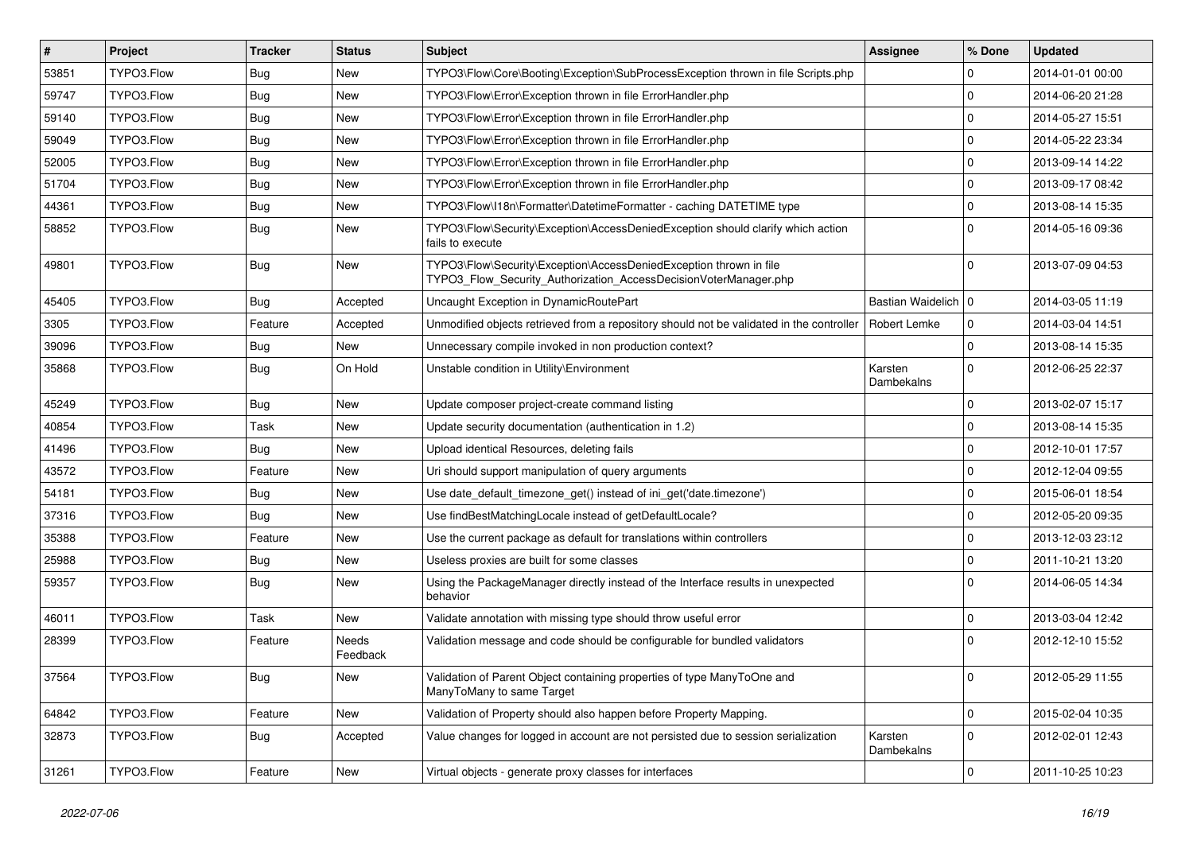| # | Project | Tracker | Status | Subject | Assignee | % Done | Updated |
| --- | --- | --- | --- | --- | --- | --- | --- |
| 53851 | TYPO3.Flow | Bug | New | TYPO3\Flow\Core\Booting\Exception\SubProcessException thrown in file Scripts.php | | 0 | 2014-01-01 00:00 |
| 59747 | TYPO3.Flow | Bug | New | TYPO3\Flow\Error\Exception thrown in file ErrorHandler.php | | 0 | 2014-06-20 21:28 |
| 59140 | TYPO3.Flow | Bug | New | TYPO3\Flow\Error\Exception thrown in file ErrorHandler.php | | 0 | 2014-05-27 15:51 |
| 59049 | TYPO3.Flow | Bug | New | TYPO3\Flow\Error\Exception thrown in file ErrorHandler.php | | 0 | 2014-05-22 23:34 |
| 52005 | TYPO3.Flow | Bug | New | TYPO3\Flow\Error\Exception thrown in file ErrorHandler.php | | 0 | 2013-09-14 14:22 |
| 51704 | TYPO3.Flow | Bug | New | TYPO3\Flow\Error\Exception thrown in file ErrorHandler.php | | 0 | 2013-09-17 08:42 |
| 44361 | TYPO3.Flow | Bug | New | TYPO3\Flow\I18n\Formatter\DatetimeFormatter - caching DATETIME type | | 0 | 2013-08-14 15:35 |
| 58852 | TYPO3.Flow | Bug | New | TYPO3\Flow\Security\Exception\AccessDeniedException should clarify which action fails to execute | | 0 | 2014-05-16 09:36 |
| 49801 | TYPO3.Flow | Bug | New | TYPO3\Flow\Security\Exception\AccessDeniedException thrown in file TYPO3_Flow_Security_Authorization_AccessDecisionVoterManager.php | | 0 | 2013-07-09 04:53 |
| 45405 | TYPO3.Flow | Bug | Accepted | Uncaught Exception in DynamicRoutePart | Bastian Waidelich | 0 | 2014-03-05 11:19 |
| 3305 | TYPO3.Flow | Feature | Accepted | Unmodified objects retrieved from a repository should not be validated in the controller | Robert Lemke | 0 | 2014-03-04 14:51 |
| 39096 | TYPO3.Flow | Bug | New | Unnecessary compile invoked in non production context? | | 0 | 2013-08-14 15:35 |
| 35868 | TYPO3.Flow | Bug | On Hold | Unstable condition in Utility\Environment | Karsten Dambekalns | 0 | 2012-06-25 22:37 |
| 45249 | TYPO3.Flow | Bug | New | Update composer project-create command listing | | 0 | 2013-02-07 15:17 |
| 40854 | TYPO3.Flow | Task | New | Update security documentation (authentication in 1.2) | | 0 | 2013-08-14 15:35 |
| 41496 | TYPO3.Flow | Bug | New | Upload identical Resources, deleting fails | | 0 | 2012-10-01 17:57 |
| 43572 | TYPO3.Flow | Feature | New | Uri should support manipulation of query arguments | | 0 | 2012-12-04 09:55 |
| 54181 | TYPO3.Flow | Bug | New | Use date_default_timezone_get() instead of ini_get('date.timezone') | | 0 | 2015-06-01 18:54 |
| 37316 | TYPO3.Flow | Bug | New | Use findBestMatchingLocale instead of getDefaultLocale? | | 0 | 2012-05-20 09:35 |
| 35388 | TYPO3.Flow | Feature | New | Use the current package as default for translations within controllers | | 0 | 2013-12-03 23:12 |
| 25988 | TYPO3.Flow | Bug | New | Useless proxies are built for some classes | | 0 | 2011-10-21 13:20 |
| 59357 | TYPO3.Flow | Bug | New | Using the PackageManager directly instead of the Interface results in unexpected behavior | | 0 | 2014-06-05 14:34 |
| 46011 | TYPO3.Flow | Task | New | Validate annotation with missing type should throw useful error | | 0 | 2013-03-04 12:42 |
| 28399 | TYPO3.Flow | Feature | Needs Feedback | Validation message and code should be configurable for bundled validators | | 0 | 2012-12-10 15:52 |
| 37564 | TYPO3.Flow | Bug | New | Validation of Parent Object containing properties of type ManyToOne and ManyToMany to same Target | | 0 | 2012-05-29 11:55 |
| 64842 | TYPO3.Flow | Feature | New | Validation of Property should also happen before Property Mapping. | | 0 | 2015-02-04 10:35 |
| 32873 | TYPO3.Flow | Bug | Accepted | Value changes for logged in account are not persisted due to session serialization | Karsten Dambekalns | 0 | 2012-02-01 12:43 |
| 31261 | TYPO3.Flow | Feature | New | Virtual objects - generate proxy classes for interfaces | | 0 | 2011-10-25 10:23 |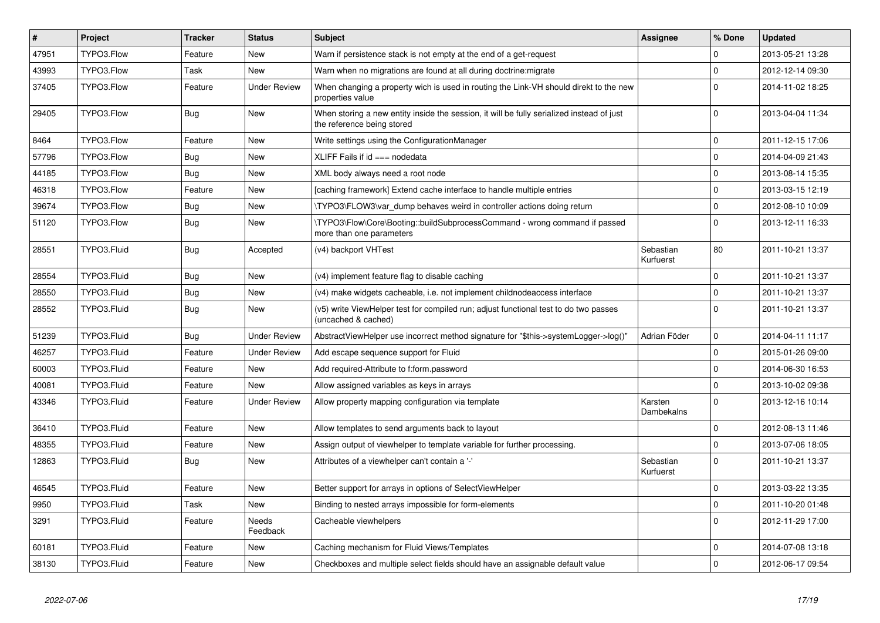| # | Project | Tracker | Status | Subject | Assignee | % Done | Updated |
|---|---|---|---|---|---|---|---|
| 47951 | TYPO3.Flow | Feature | New | Warn if persistence stack is not empty at the end of a get-request | | 0 | 2013-05-21 13:28 |
| 43993 | TYPO3.Flow | Task | New | Warn when no migrations are found at all during doctrine:migrate | | 0 | 2012-12-14 09:30 |
| 37405 | TYPO3.Flow | Feature | Under Review | When changing a property wich is used in routing the Link-VH should direkt to the new properties value | | 0 | 2014-11-02 18:25 |
| 29405 | TYPO3.Flow | Bug | New | When storing a new entity inside the session, it will be fully serialized instead of just the reference being stored | | 0 | 2013-04-04 11:34 |
| 8464 | TYPO3.Flow | Feature | New | Write settings using the ConfigurationManager | | 0 | 2011-12-15 17:06 |
| 57796 | TYPO3.Flow | Bug | New | XLIFF Fails if id === nodedata | | 0 | 2014-04-09 21:43 |
| 44185 | TYPO3.Flow | Bug | New | XML body always need a root node | | 0 | 2013-08-14 15:35 |
| 46318 | TYPO3.Flow | Feature | New | [caching framework] Extend cache interface to handle multiple entries | | 0 | 2013-03-15 12:19 |
| 39674 | TYPO3.Flow | Bug | New | \TYPO3\FLOW3\var_dump behaves weird in controller actions doing return | | 0 | 2012-08-10 10:09 |
| 51120 | TYPO3.Flow | Bug | New | \TYPO3\Flow\Core\Booting::buildSubprocessCommand - wrong command if passed more than one parameters | | 0 | 2013-12-11 16:33 |
| 28551 | TYPO3.Fluid | Bug | Accepted | (v4) backport VHTest | Sebastian Kurfuerst | 80 | 2011-10-21 13:37 |
| 28554 | TYPO3.Fluid | Bug | New | (v4) implement feature flag to disable caching | | 0 | 2011-10-21 13:37 |
| 28550 | TYPO3.Fluid | Bug | New | (v4) make widgets cacheable, i.e. not implement childnodeaccess interface | | 0 | 2011-10-21 13:37 |
| 28552 | TYPO3.Fluid | Bug | New | (v5) write ViewHelper test for compiled run; adjust functional test to do two passes (uncached & cached) | | 0 | 2011-10-21 13:37 |
| 51239 | TYPO3.Fluid | Bug | Under Review | AbstractViewHelper use incorrect method signature for "$this->systemLogger->log()" | Adrian Föder | 0 | 2014-04-11 11:17 |
| 46257 | TYPO3.Fluid | Feature | Under Review | Add escape sequence support for Fluid | | 0 | 2015-01-26 09:00 |
| 60003 | TYPO3.Fluid | Feature | New | Add required-Attribute to f:form.password | | 0 | 2014-06-30 16:53 |
| 40081 | TYPO3.Fluid | Feature | New | Allow assigned variables as keys in arrays | | 0 | 2013-10-02 09:38 |
| 43346 | TYPO3.Fluid | Feature | Under Review | Allow property mapping configuration via template | Karsten Dambekalns | 0 | 2013-12-16 10:14 |
| 36410 | TYPO3.Fluid | Feature | New | Allow templates to send arguments back to layout | | 0 | 2012-08-13 11:46 |
| 48355 | TYPO3.Fluid | Feature | New | Assign output of viewhelper to template variable for further processing. | | 0 | 2013-07-06 18:05 |
| 12863 | TYPO3.Fluid | Bug | New | Attributes of a viewhelper can't contain a '-' | Sebastian Kurfuerst | 0 | 2011-10-21 13:37 |
| 46545 | TYPO3.Fluid | Feature | New | Better support for arrays in options of SelectViewHelper | | 0 | 2013-03-22 13:35 |
| 9950 | TYPO3.Fluid | Task | New | Binding to nested arrays impossible for form-elements | | 0 | 2011-10-20 01:48 |
| 3291 | TYPO3.Fluid | Feature | Needs Feedback | Cacheable viewhelpers | | 0 | 2012-11-29 17:00 |
| 60181 | TYPO3.Fluid | Feature | New | Caching mechanism for Fluid Views/Templates | | 0 | 2014-07-08 13:18 |
| 38130 | TYPO3.Fluid | Feature | New | Checkboxes and multiple select fields should have an assignable default value | | 0 | 2012-06-17 09:54 |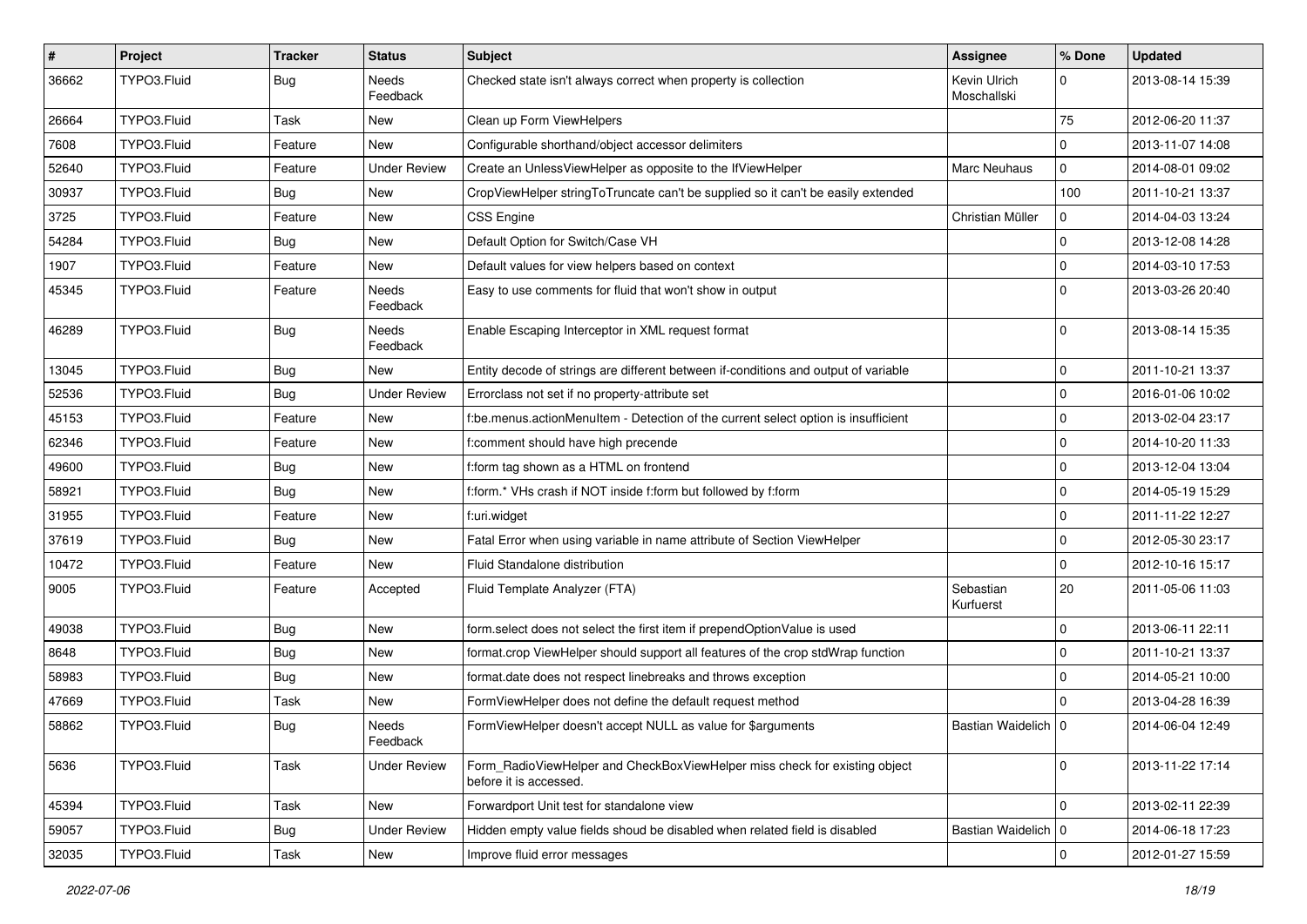| # | Project | Tracker | Status | Subject | Assignee | % Done | Updated |
|---|---|---|---|---|---|---|---|
| 36662 | TYPO3.Fluid | Bug | Needs Feedback | Checked state isn't always correct when property is collection | Kevin Ulrich Moschallski | 0 | 2013-08-14 15:39 |
| 26664 | TYPO3.Fluid | Task | New | Clean up Form ViewHelpers | | 75 | 2012-06-20 11:37 |
| 7608 | TYPO3.Fluid | Feature | New | Configurable shorthand/object accessor delimiters | | 0 | 2013-11-07 14:08 |
| 52640 | TYPO3.Fluid | Feature | Under Review | Create an UnlessViewHelper as opposite to the IfViewHelper | Marc Neuhaus | 0 | 2014-08-01 09:02 |
| 30937 | TYPO3.Fluid | Bug | New | CropViewHelper stringToTruncate can't be supplied so it can't be easily extended | | 100 | 2011-10-21 13:37 |
| 3725 | TYPO3.Fluid | Feature | New | CSS Engine | Christian Müller | 0 | 2014-04-03 13:24 |
| 54284 | TYPO3.Fluid | Bug | New | Default Option for Switch/Case VH | | 0 | 2013-12-08 14:28 |
| 1907 | TYPO3.Fluid | Feature | New | Default values for view helpers based on context | | 0 | 2014-03-10 17:53 |
| 45345 | TYPO3.Fluid | Feature | Needs Feedback | Easy to use comments for fluid that won't show in output | | 0 | 2013-03-26 20:40 |
| 46289 | TYPO3.Fluid | Bug | Needs Feedback | Enable Escaping Interceptor in XML request format | | 0 | 2013-08-14 15:35 |
| 13045 | TYPO3.Fluid | Bug | New | Entity decode of strings are different between if-conditions and output of variable | | 0 | 2011-10-21 13:37 |
| 52536 | TYPO3.Fluid | Bug | Under Review | Errorclass not set if no property-attribute set | | 0 | 2016-01-06 10:02 |
| 45153 | TYPO3.Fluid | Feature | New | f:be.menus.actionMenuItem - Detection of the current select option is insufficient | | 0 | 2013-02-04 23:17 |
| 62346 | TYPO3.Fluid | Feature | New | f:comment should have high precende | | 0 | 2014-10-20 11:33 |
| 49600 | TYPO3.Fluid | Bug | New | f:form tag shown as a HTML on frontend | | 0 | 2013-12-04 13:04 |
| 58921 | TYPO3.Fluid | Bug | New | f:form.* VHs crash if NOT inside f:form but followed by f:form | | 0 | 2014-05-19 15:29 |
| 31955 | TYPO3.Fluid | Feature | New | f:uri.widget | | 0 | 2011-11-22 12:27 |
| 37619 | TYPO3.Fluid | Bug | New | Fatal Error when using variable in name attribute of Section ViewHelper | | 0 | 2012-05-30 23:17 |
| 10472 | TYPO3.Fluid | Feature | New | Fluid Standalone distribution | | 0 | 2012-10-16 15:17 |
| 9005 | TYPO3.Fluid | Feature | Accepted | Fluid Template Analyzer (FTA) | Sebastian Kurfuerst | 20 | 2011-05-06 11:03 |
| 49038 | TYPO3.Fluid | Bug | New | form.select does not select the first item if prependOptionValue is used | | 0 | 2013-06-11 22:11 |
| 8648 | TYPO3.Fluid | Bug | New | format.crop ViewHelper should support all features of the crop stdWrap function | | 0 | 2011-10-21 13:37 |
| 58983 | TYPO3.Fluid | Bug | New | format.date does not respect linebreaks and throws exception | | 0 | 2014-05-21 10:00 |
| 47669 | TYPO3.Fluid | Task | New | FormViewHelper does not define the default request method | | 0 | 2013-04-28 16:39 |
| 58862 | TYPO3.Fluid | Bug | Needs Feedback | FormViewHelper doesn't accept NULL as value for $arguments | Bastian Waidelich | 0 | 2014-06-04 12:49 |
| 5636 | TYPO3.Fluid | Task | Under Review | Form_RadioViewHelper and CheckBoxViewHelper miss check for existing object before it is accessed. | | 0 | 2013-11-22 17:14 |
| 45394 | TYPO3.Fluid | Task | New | Forwardport Unit test for standalone view | | 0 | 2013-02-11 22:39 |
| 59057 | TYPO3.Fluid | Bug | Under Review | Hidden empty value fields shoud be disabled when related field is disabled | Bastian Waidelich | 0 | 2014-06-18 17:23 |
| 32035 | TYPO3.Fluid | Task | New | Improve fluid error messages | | 0 | 2012-01-27 15:59 |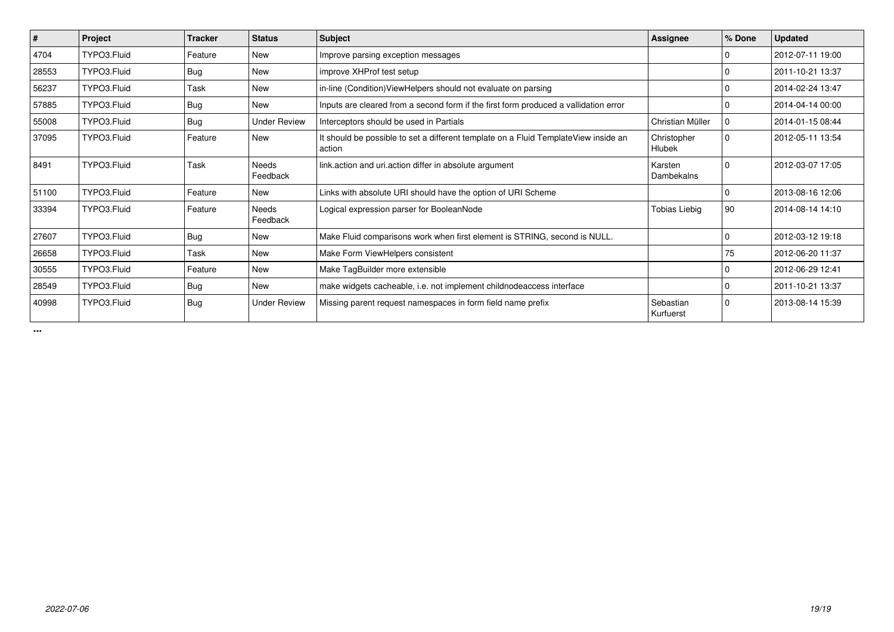| # | Project | Tracker | Status | Subject | Assignee | % Done | Updated |
|---|---|---|---|---|---|---|---|
| 4704 | TYPO3.Fluid | Feature | New | Improve parsing exception messages | | 0 | 2012-07-11 19:00 |
| 28553 | TYPO3.Fluid | Bug | New | improve XHProf test setup | | 0 | 2011-10-21 13:37 |
| 56237 | TYPO3.Fluid | Task | New | in-line (Condition)ViewHelpers should not evaluate on parsing | | 0 | 2014-02-24 13:47 |
| 57885 | TYPO3.Fluid | Bug | New | Inputs are cleared from a second form if the first form produced a vallidation error | | 0 | 2014-04-14 00:00 |
| 55008 | TYPO3.Fluid | Bug | Under Review | Interceptors should be used in Partials | Christian Müller | 0 | 2014-01-15 08:44 |
| 37095 | TYPO3.Fluid | Feature | New | It should be possible to set a different template on a Fluid TemplateView inside an action | Christopher Hlubek | 0 | 2012-05-11 13:54 |
| 8491 | TYPO3.Fluid | Task | Needs Feedback | link.action and uri.action differ in absolute argument | Karsten Dambekalns | 0 | 2012-03-07 17:05 |
| 51100 | TYPO3.Fluid | Feature | New | Links with absolute URI should have the option of URI Scheme | | 0 | 2013-08-16 12:06 |
| 33394 | TYPO3.Fluid | Feature | Needs Feedback | Logical expression parser for BooleanNode | Tobias Liebig | 90 | 2014-08-14 14:10 |
| 27607 | TYPO3.Fluid | Bug | New | Make Fluid comparisons work when first element is STRING, second is NULL. | | 0 | 2012-03-12 19:18 |
| 26658 | TYPO3.Fluid | Task | New | Make Form ViewHelpers consistent | | 75 | 2012-06-20 11:37 |
| 30555 | TYPO3.Fluid | Feature | New | Make TagBuilder more extensible | | 0 | 2012-06-29 12:41 |
| 28549 | TYPO3.Fluid | Bug | New | make widgets cacheable, i.e. not implement childnodeaccess interface | | 0 | 2011-10-21 13:37 |
| 40998 | TYPO3.Fluid | Bug | Under Review | Missing parent request namespaces in form field name prefix | Sebastian Kurfuerst | 0 | 2013-08-14 15:39 |

...